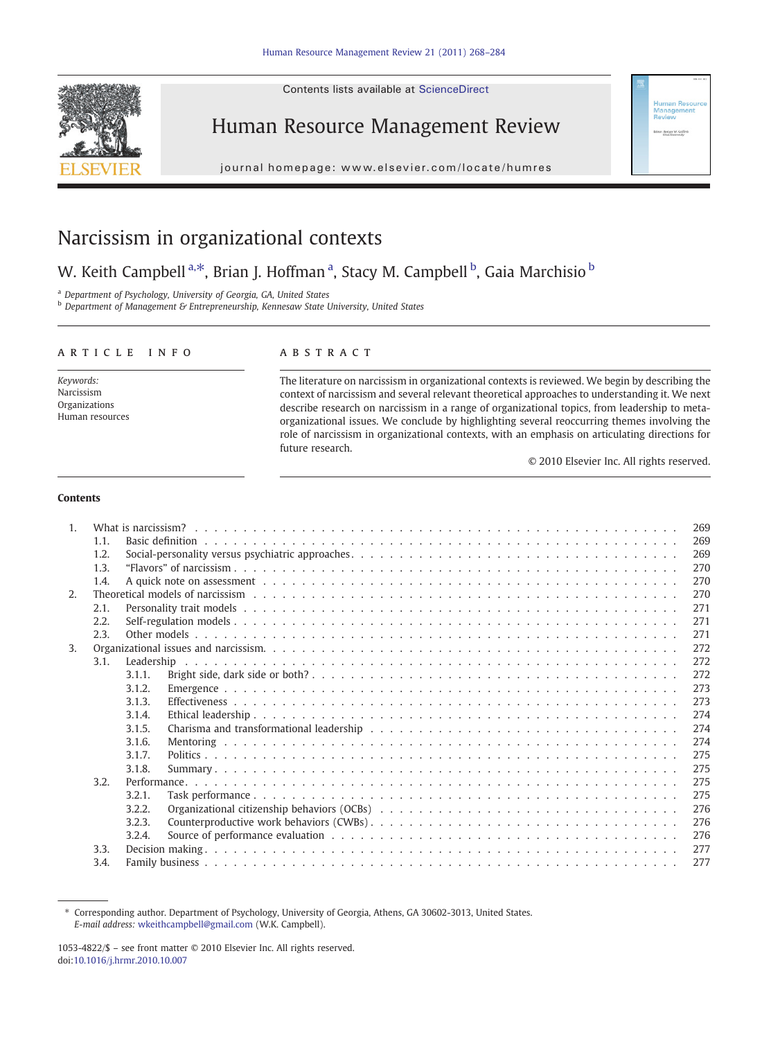Contents lists available at ScienceDirect

Human Resource Management Review

journal homepage: www.elsevier.com/locate/humres

# Narcissism in organizational contexts

W. Keith Campbell [a,*], Brian J. Hoffman [a], Stacy M. Campbell [b], Gaia Marchisio [b]

[a] Department of Psychology, University of Georgia, GA, United States
[b] Department of Management & Entrepreneurship, Kennesaw State University, United States

## ARTICLE INFO

*Keywords:*
Narcissism
Organizations
Human resources

## ABSTRACT

The literature on narcissism in organizational contexts is reviewed. We begin by describing the context of narcissism and several relevant theoretical approaches to understanding it. We next describe research on narcissism in a range of organizational topics, from leadership to meta-organizational issues. We conclude by highlighting several reoccurring themes involving the role of narcissism in organizational contexts, with an emphasis on articulating directions for future research.

© 2010 Elsevier Inc. All rights reserved.

**Contents**

1. What is narcissism? . . . 269
   - 1.1. Basic definition . . . 269
   - 1.2. Social-personality versus psychiatric approaches . . . 269
   - 1.3. “Flavors” of narcissism . . . 270
   - 1.4. A quick note on assessment . . . 270
2. Theoretical models of narcissism . . . 270
   - 2.1. Personality trait models . . . 271
   - 2.2. Self-regulation models . . . 271
   - 2.3. Other models . . . 271
3. Organizational issues and narcissism . . . 272
   - 3.1. Leadership . . . 272
     - 3.1.1. Bright side, dark side or both? . . . 272
     - 3.1.2. Emergence . . . 273
     - 3.1.3. Effectiveness . . . 273
     - 3.1.4. Ethical leadership . . . 274
     - 3.1.5. Charisma and transformational leadership . . . 274
     - 3.1.6. Mentoring . . . 274
     - 3.1.7. Politics . . . 275
     - 3.1.8. Summary . . . 275
   - 3.2. Performance . . . 275
     - 3.2.1. Task performance . . . 275
     - 3.2.2. Organizational citizenship behaviors (OCBs) . . . 276
     - 3.2.3. Counterproductive work behaviors (CWBs) . . . 276
     - 3.2.4. Source of performance evaluation . . . 276
   - 3.3. Decision making . . . 277
   - 3.4. Family business . . . 277

\* Corresponding author. Department of Psychology, University of Georgia, Athens, GA 30602-3013, United States.
*E-mail address:* wkeithcampbell@gmail.com (W.K. Campbell).

1053-4822/$ – see front matter © 2010 Elsevier Inc. All rights reserved.
doi:10.1016/j.hrmr.2010.10.007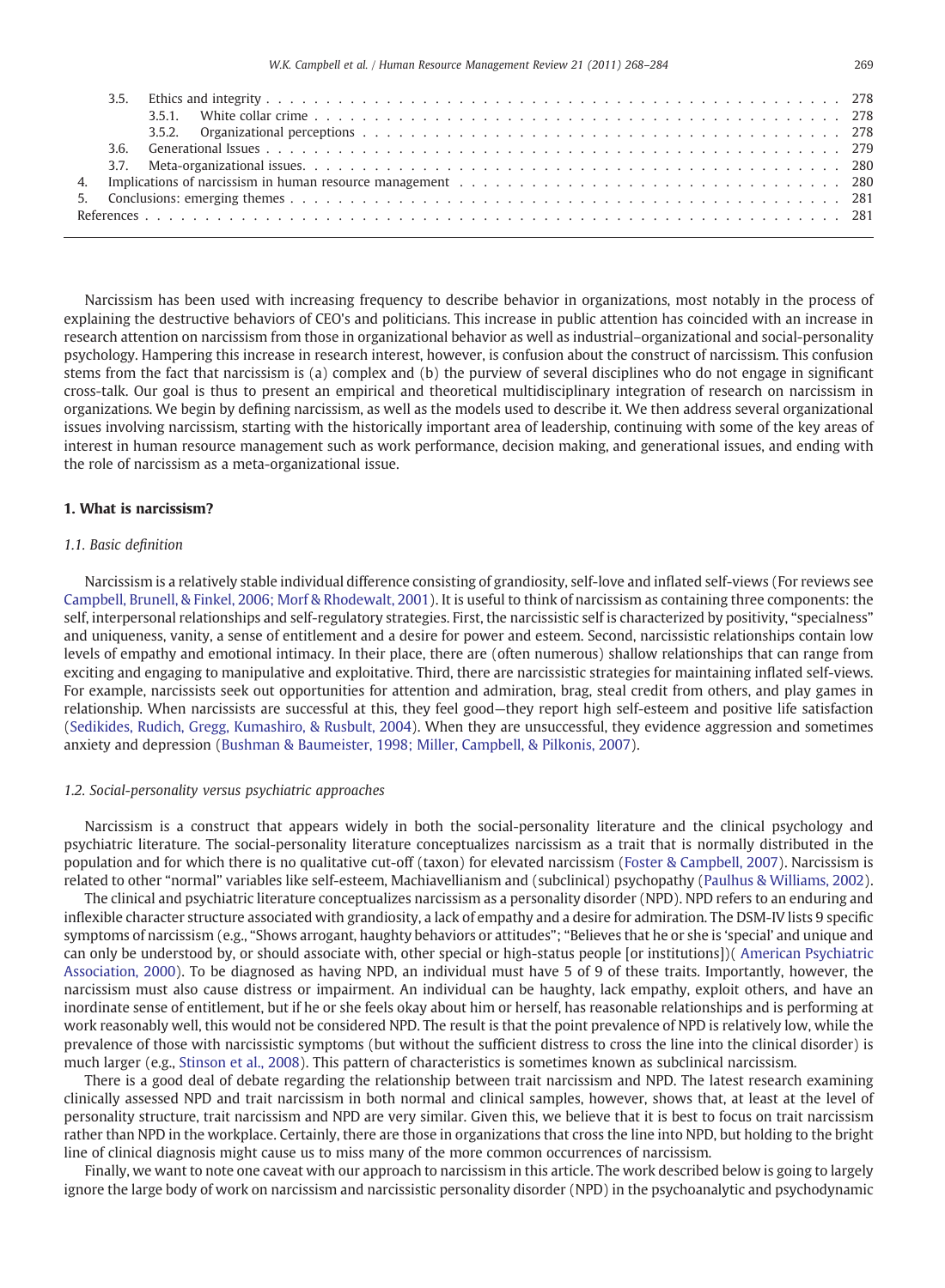| | | |
|---|---|---|
| 3.5. | Ethics and integrity | 278 |
| | 3.5.1. White collar crime | 278 |
| | 3.5.2. Organizational perceptions | 278 |
| 3.6. | Generational Issues | 279 |
| 3.7. | Meta-organizational issues. | 280 |
| 4. | Implications of narcissism in human resource management | 280 |
| 5. | Conclusions: emerging themes | 281 |
| References | | 281 |

Narcissism has been used with increasing frequency to describe behavior in organizations, most notably in the process of explaining the destructive behaviors of CEO's and politicians. This increase in public attention has coincided with an increase in research attention on narcissism from those in organizational behavior as well as industrial–organizational and social-personality psychology. Hampering this increase in research interest, however, is confusion about the construct of narcissism. This confusion stems from the fact that narcissism is (a) complex and (b) the purview of several disciplines who do not engage in significant cross-talk. Our goal is thus to present an empirical and theoretical multidisciplinary integration of research on narcissism in organizations. We begin by defining narcissism, as well as the models used to describe it. We then address several organizational issues involving narcissism, starting with the historically important area of leadership, continuing with some of the key areas of interest in human resource management such as work performance, decision making, and generational issues, and ending with the role of narcissism as a meta-organizational issue.

## 1. What is narcissism?

### *1.1. Basic definition*

Narcissism is a relatively stable individual difference consisting of grandiosity, self-love and inflated self-views (For reviews see Campbell, Brunell, & Finkel, 2006; Morf & Rhodewalt, 2001). It is useful to think of narcissism as containing three components: the self, interpersonal relationships and self-regulatory strategies. First, the narcissistic self is characterized by positivity, "specialness" and uniqueness, vanity, a sense of entitlement and a desire for power and esteem. Second, narcissistic relationships contain low levels of empathy and emotional intimacy. In their place, there are (often numerous) shallow relationships that can range from exciting and engaging to manipulative and exploitative. Third, there are narcissistic strategies for maintaining inflated self-views. For example, narcissists seek out opportunities for attention and admiration, brag, steal credit from others, and play games in relationship. When narcissists are successful at this, they feel good—they report high self-esteem and positive life satisfaction (Sedikides, Rudich, Gregg, Kumashiro, & Rusbult, 2004). When they are unsuccessful, they evidence aggression and sometimes anxiety and depression (Bushman & Baumeister, 1998; Miller, Campbell, & Pilkonis, 2007).

### *1.2. Social-personality versus psychiatric approaches*

Narcissism is a construct that appears widely in both the social-personality literature and the clinical psychology and psychiatric literature. The social-personality literature conceptualizes narcissism as a trait that is normally distributed in the population and for which there is no qualitative cut-off (taxon) for elevated narcissism (Foster & Campbell, 2007). Narcissism is related to other "normal" variables like self-esteem, Machiavellianism and (subclinical) psychopathy (Paulhus & Williams, 2002).

The clinical and psychiatric literature conceptualizes narcissism as a personality disorder (NPD). NPD refers to an enduring and inflexible character structure associated with grandiosity, a lack of empathy and a desire for admiration. The DSM-IV lists 9 specific symptoms of narcissism (e.g., "Shows arrogant, haughty behaviors or attitudes"; "Believes that he or she is 'special' and unique and can only be understood by, or should associate with, other special or high-status people [or institutions])( American Psychiatric Association, 2000). To be diagnosed as having NPD, an individual must have 5 of 9 of these traits. Importantly, however, the narcissism must also cause distress or impairment. An individual can be haughty, lack empathy, exploit others, and have an inordinate sense of entitlement, but if he or she feels okay about him or herself, has reasonable relationships and is performing at work reasonably well, this would not be considered NPD. The result is that the point prevalence of NPD is relatively low, while the prevalence of those with narcissistic symptoms (but without the sufficient distress to cross the line into the clinical disorder) is much larger (e.g., Stinson et al., 2008). This pattern of characteristics is sometimes known as subclinical narcissism.

There is a good deal of debate regarding the relationship between trait narcissism and NPD. The latest research examining clinically assessed NPD and trait narcissism in both normal and clinical samples, however, shows that, at least at the level of personality structure, trait narcissism and NPD are very similar. Given this, we believe that it is best to focus on trait narcissism rather than NPD in the workplace. Certainly, there are those in organizations that cross the line into NPD, but holding to the bright line of clinical diagnosis might cause us to miss many of the more common occurrences of narcissism.

Finally, we want to note one caveat with our approach to narcissism in this article. The work described below is going to largely ignore the large body of work on narcissism and narcissistic personality disorder (NPD) in the psychoanalytic and psychodynamic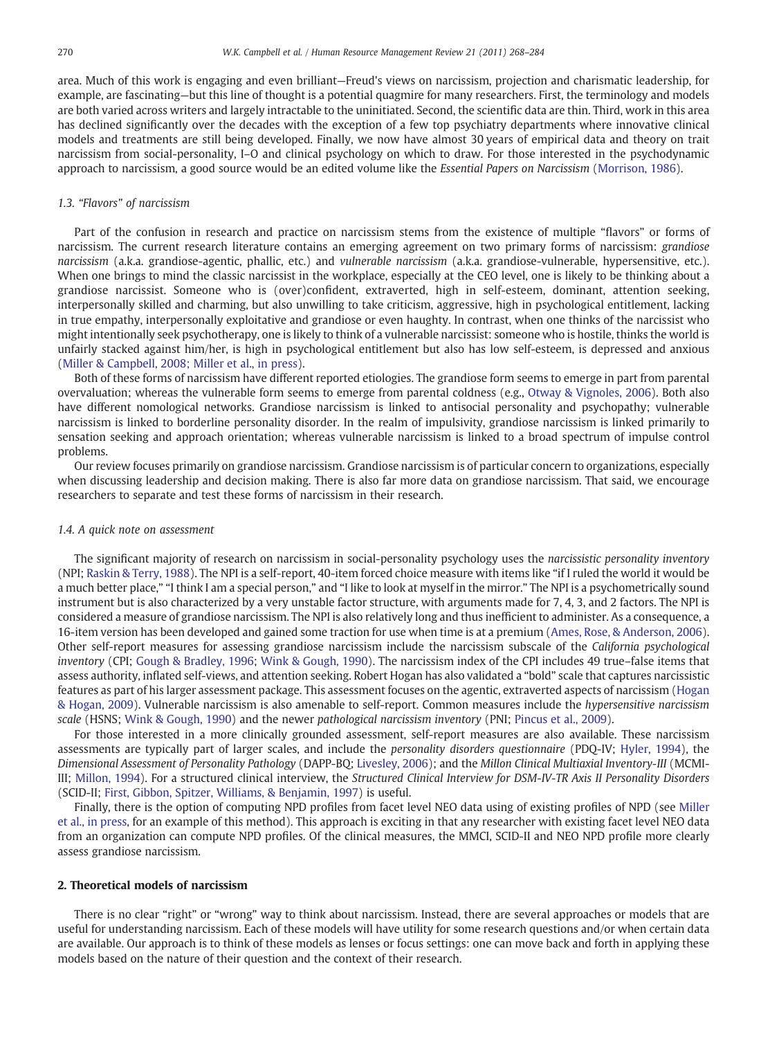area. Much of this work is engaging and even brilliant—Freud's views on narcissism, projection and charismatic leadership, for example, are fascinating—but this line of thought is a potential quagmire for many researchers. First, the terminology and models are both varied across writers and largely intractable to the uninitiated. Second, the scientific data are thin. Third, work in this area has declined significantly over the decades with the exception of a few top psychiatry departments where innovative clinical models and treatments are still being developed. Finally, we now have almost 30 years of empirical data and theory on trait narcissism from social-personality, I–O and clinical psychology on which to draw. For those interested in the psychodynamic approach to narcissism, a good source would be an edited volume like the *Essential Papers on Narcissism* (Morrison, 1986).

### 1.3. "Flavors" of narcissism

Part of the confusion in research and practice on narcissism stems from the existence of multiple "flavors" or forms of narcissism. The current research literature contains an emerging agreement on two primary forms of narcissism: *grandiose narcissism* (a.k.a. grandiose-agentic, phallic, etc.) and *vulnerable narcissism* (a.k.a. grandiose-vulnerable, hypersensitive, etc.). When one brings to mind the classic narcissist in the workplace, especially at the CEO level, one is likely to be thinking about a grandiose narcissist. Someone who is (over)confident, extraverted, high in self-esteem, dominant, attention seeking, interpersonally skilled and charming, but also unwilling to take criticism, aggressive, high in psychological entitlement, lacking in true empathy, interpersonally exploitative and grandiose or even haughty. In contrast, when one thinks of the narcissist who might intentionally seek psychotherapy, one is likely to think of a vulnerable narcissist: someone who is hostile, thinks the world is unfairly stacked against him/her, is high in psychological entitlement but also has low self-esteem, is depressed and anxious (Miller & Campbell, 2008; Miller et al., in press).

Both of these forms of narcissism have different reported etiologies. The grandiose form seems to emerge in part from parental overvaluation; whereas the vulnerable form seems to emerge from parental coldness (e.g., Otway & Vignoles, 2006). Both also have different nomological networks. Grandiose narcissism is linked to antisocial personality and psychopathy; vulnerable narcissism is linked to borderline personality disorder. In the realm of impulsivity, grandiose narcissism is linked primarily to sensation seeking and approach orientation; whereas vulnerable narcissism is linked to a broad spectrum of impulse control problems.

Our review focuses primarily on grandiose narcissism. Grandiose narcissism is of particular concern to organizations, especially when discussing leadership and decision making. There is also far more data on grandiose narcissism. That said, we encourage researchers to separate and test these forms of narcissism in their research.

### 1.4. A quick note on assessment

The significant majority of research on narcissism in social-personality psychology uses the *narcissistic personality inventory* (NPI; Raskin & Terry, 1988). The NPI is a self-report, 40-item forced choice measure with items like "if I ruled the world it would be a much better place," "I think I am a special person," and "I like to look at myself in the mirror." The NPI is a psychometrically sound instrument but is also characterized by a very unstable factor structure, with arguments made for 7, 4, 3, and 2 factors. The NPI is considered a measure of grandiose narcissism. The NPI is also relatively long and thus inefficient to administer. As a consequence, a 16-item version has been developed and gained some traction for use when time is at a premium (Ames, Rose, & Anderson, 2006). Other self-report measures for assessing grandiose narcissism include the narcissism subscale of the *California psychological inventory* (CPI; Gough & Bradley, 1996; Wink & Gough, 1990). The narcissism index of the CPI includes 49 true–false items that assess authority, inflated self-views, and attention seeking. Robert Hogan has also validated a "bold" scale that captures narcissistic features as part of his larger assessment package. This assessment focuses on the agentic, extraverted aspects of narcissism (Hogan & Hogan, 2009). Vulnerable narcissism is also amenable to self-report. Common measures include the *hypersensitive narcissism scale* (HSNS; Wink & Gough, 1990) and the newer *pathological narcissism inventory* (PNI; Pincus et al., 2009).

For those interested in a more clinically grounded assessment, self-report measures are also available. These narcissism assessments are typically part of larger scales, and include the *personality disorders questionnaire* (PDQ-IV; Hyler, 1994), the *Dimensional Assessment of Personality Pathology* (DAPP-BQ; Livesley, 2006); and the *Millon Clinical Multiaxial Inventory-III* (MCMI-III; Millon, 1994). For a structured clinical interview, the *Structured Clinical Interview for DSM-IV-TR Axis II Personality Disorders* (SCID-II; First, Gibbon, Spitzer, Williams, & Benjamin, 1997) is useful.

Finally, there is the option of computing NPD profiles from facet level NEO data using of existing profiles of NPD (see Miller et al., in press, for an example of this method). This approach is exciting in that any researcher with existing facet level NEO data from an organization can compute NPD profiles. Of the clinical measures, the MMCI, SCID-II and NEO NPD profile more clearly assess grandiose narcissism.

## 2. Theoretical models of narcissism

There is no clear "right" or "wrong" way to think about narcissism. Instead, there are several approaches or models that are useful for understanding narcissism. Each of these models will have utility for some research questions and/or when certain data are available. Our approach is to think of these models as lenses or focus settings: one can move back and forth in applying these models based on the nature of their question and the context of their research.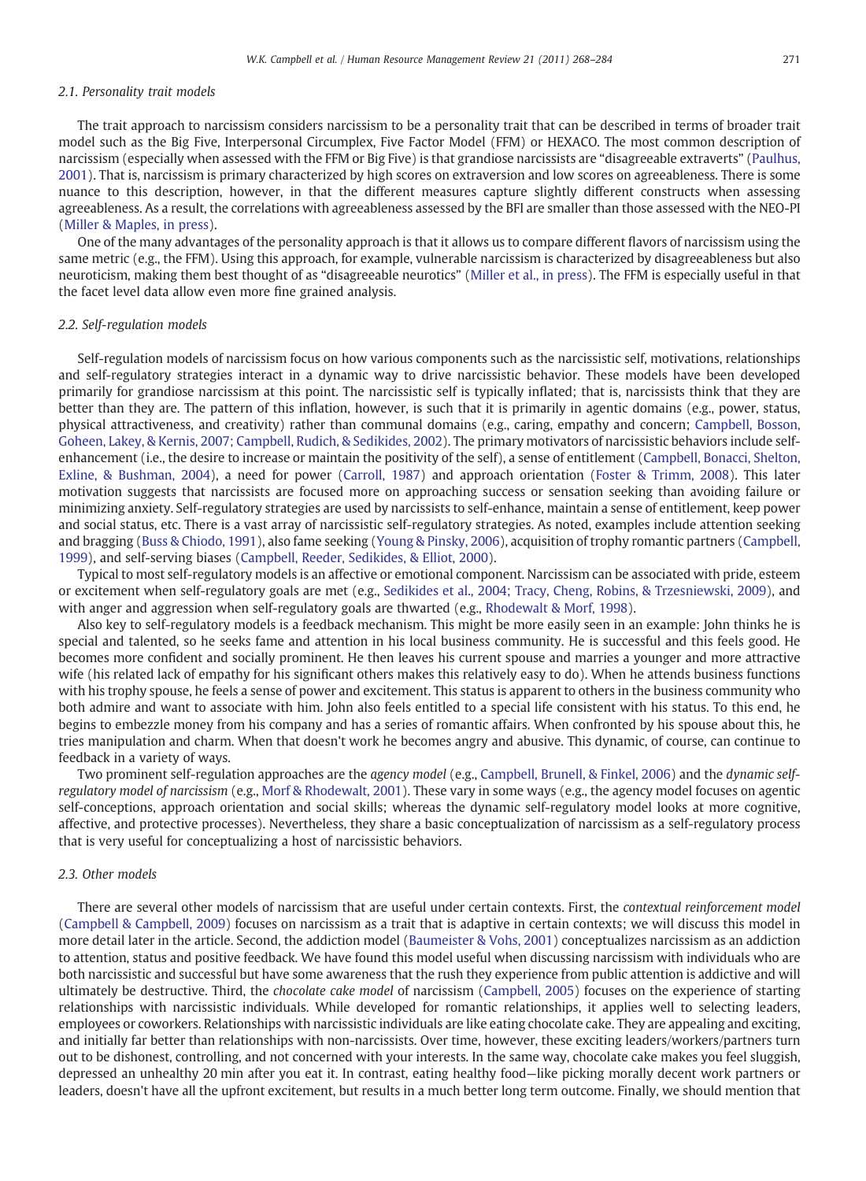### 2.1. Personality trait models

The trait approach to narcissism considers narcissism to be a personality trait that can be described in terms of broader trait model such as the Big Five, Interpersonal Circumplex, Five Factor Model (FFM) or HEXACO. The most common description of narcissism (especially when assessed with the FFM or Big Five) is that grandiose narcissists are "disagreeable extraverts" (Paulhus, 2001). That is, narcissism is primary characterized by high scores on extraversion and low scores on agreeableness. There is some nuance to this description, however, in that the different measures capture slightly different constructs when assessing agreeableness. As a result, the correlations with agreeableness assessed by the BFI are smaller than those assessed with the NEO-PI (Miller & Maples, in press).

One of the many advantages of the personality approach is that it allows us to compare different flavors of narcissism using the same metric (e.g., the FFM). Using this approach, for example, vulnerable narcissism is characterized by disagreeableness but also neuroticism, making them best thought of as "disagreeable neurotics" (Miller et al., in press). The FFM is especially useful in that the facet level data allow even more fine grained analysis.

### 2.2. Self-regulation models

Self-regulation models of narcissism focus on how various components such as the narcissistic self, motivations, relationships and self-regulatory strategies interact in a dynamic way to drive narcissistic behavior. These models have been developed primarily for grandiose narcissism at this point. The narcissistic self is typically inflated; that is, narcissists think that they are better than they are. The pattern of this inflation, however, is such that it is primarily in agentic domains (e.g., power, status, physical attractiveness, and creativity) rather than communal domains (e.g., caring, empathy and concern; Campbell, Bosson, Goheen, Lakey, & Kernis, 2007; Campbell, Rudich, & Sedikides, 2002). The primary motivators of narcissistic behaviors include self-enhancement (i.e., the desire to increase or maintain the positivity of the self), a sense of entitlement (Campbell, Bonacci, Shelton, Exline, & Bushman, 2004), a need for power (Carroll, 1987) and approach orientation (Foster & Trimm, 2008). This later motivation suggests that narcissists are focused more on approaching success or sensation seeking than avoiding failure or minimizing anxiety. Self-regulatory strategies are used by narcissists to self-enhance, maintain a sense of entitlement, keep power and social status, etc. There is a vast array of narcissistic self-regulatory strategies. As noted, examples include attention seeking and bragging (Buss & Chiodo, 1991), also fame seeking (Young & Pinsky, 2006), acquisition of trophy romantic partners (Campbell, 1999), and self-serving biases (Campbell, Reeder, Sedikides, & Elliot, 2000).

Typical to most self-regulatory models is an affective or emotional component. Narcissism can be associated with pride, esteem or excitement when self-regulatory goals are met (e.g., Sedikides et al., 2004; Tracy, Cheng, Robins, & Trzesniewski, 2009), and with anger and aggression when self-regulatory goals are thwarted (e.g., Rhodewalt & Morf, 1998).

Also key to self-regulatory models is a feedback mechanism. This might be more easily seen in an example: John thinks he is special and talented, so he seeks fame and attention in his local business community. He is successful and this feels good. He becomes more confident and socially prominent. He then leaves his current spouse and marries a younger and more attractive wife (his related lack of empathy for his significant others makes this relatively easy to do). When he attends business functions with his trophy spouse, he feels a sense of power and excitement. This status is apparent to others in the business community who both admire and want to associate with him. John also feels entitled to a special life consistent with his status. To this end, he begins to embezzle money from his company and has a series of romantic affairs. When confronted by his spouse about this, he tries manipulation and charm. When that doesn't work he becomes angry and abusive. This dynamic, of course, can continue to feedback in a variety of ways.

Two prominent self-regulation approaches are the *agency model* (e.g., Campbell, Brunell, & Finkel, 2006) and the *dynamic self-regulatory model of narcissism* (e.g., Morf & Rhodewalt, 2001). These vary in some ways (e.g., the agency model focuses on agentic self-conceptions, approach orientation and social skills; whereas the dynamic self-regulatory model looks at more cognitive, affective, and protective processes). Nevertheless, they share a basic conceptualization of narcissism as a self-regulatory process that is very useful for conceptualizing a host of narcissistic behaviors.

### 2.3. Other models

There are several other models of narcissism that are useful under certain contexts. First, the *contextual reinforcement model* (Campbell & Campbell, 2009) focuses on narcissism as a trait that is adaptive in certain contexts; we will discuss this model in more detail later in the article. Second, the addiction model (Baumeister & Vohs, 2001) conceptualizes narcissism as an addiction to attention, status and positive feedback. We have found this model useful when discussing narcissism with individuals who are both narcissistic and successful but have some awareness that the rush they experience from public attention is addictive and will ultimately be destructive. Third, the *chocolate cake model* of narcissism (Campbell, 2005) focuses on the experience of starting relationships with narcissistic individuals. While developed for romantic relationships, it applies well to selecting leaders, employees or coworkers. Relationships with narcissistic individuals are like eating chocolate cake. They are appealing and exciting, and initially far better than relationships with non-narcissists. Over time, however, these exciting leaders/workers/partners turn out to be dishonest, controlling, and not concerned with your interests. In the same way, chocolate cake makes you feel sluggish, depressed an unhealthy 20 min after you eat it. In contrast, eating healthy food—like picking morally decent work partners or leaders, doesn't have all the upfront excitement, but results in a much better long term outcome. Finally, we should mention that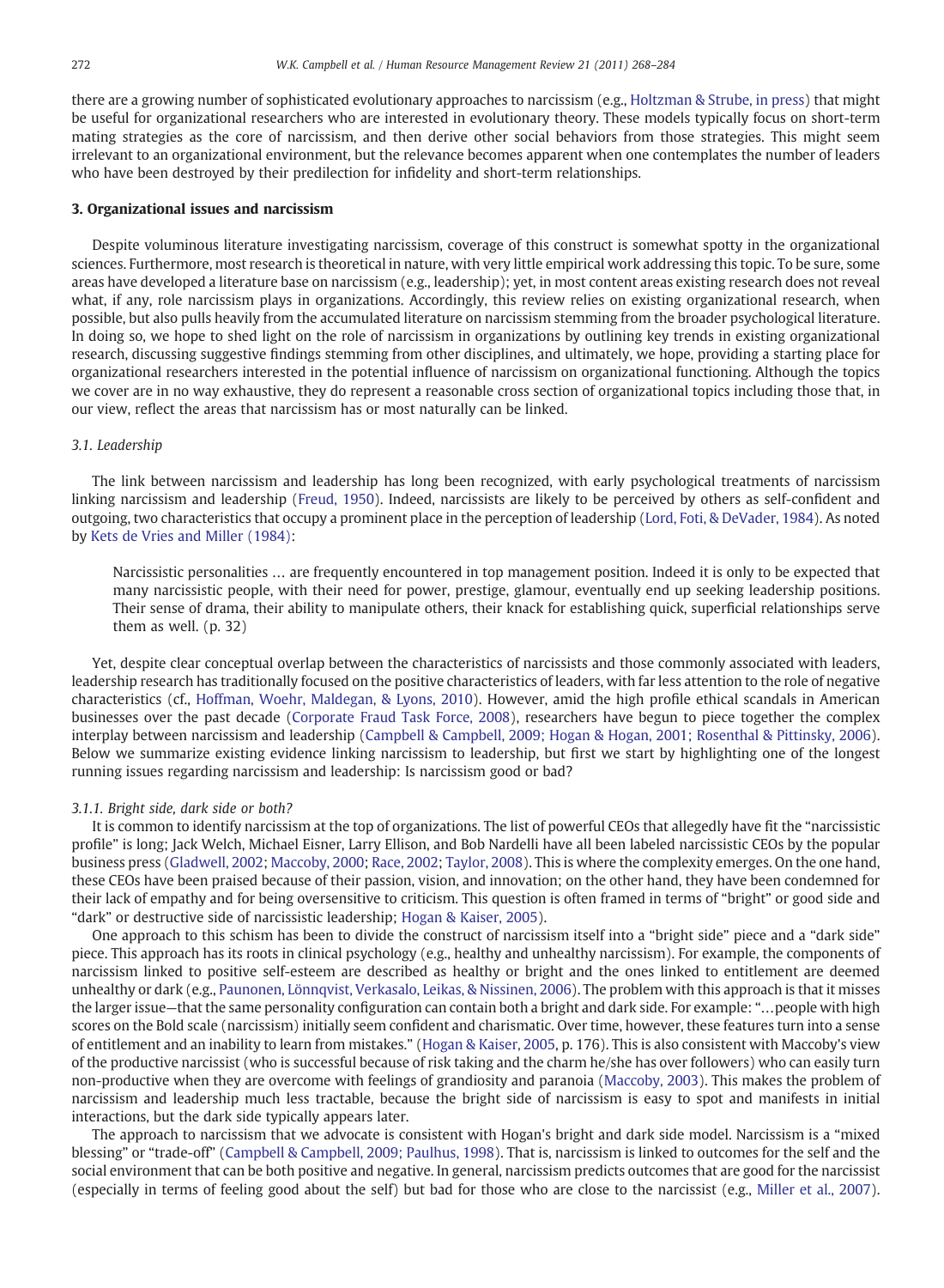there are a growing number of sophisticated evolutionary approaches to narcissism (e.g., Holtzman & Strube, in press) that might be useful for organizational researchers who are interested in evolutionary theory. These models typically focus on short-term mating strategies as the core of narcissism, and then derive other social behaviors from those strategies. This might seem irrelevant to an organizational environment, but the relevance becomes apparent when one contemplates the number of leaders who have been destroyed by their predilection for infidelity and short-term relationships.

## 3. Organizational issues and narcissism

Despite voluminous literature investigating narcissism, coverage of this construct is somewhat spotty in the organizational sciences. Furthermore, most research is theoretical in nature, with very little empirical work addressing this topic. To be sure, some areas have developed a literature base on narcissism (e.g., leadership); yet, in most content areas existing research does not reveal what, if any, role narcissism plays in organizations. Accordingly, this review relies on existing organizational research, when possible, but also pulls heavily from the accumulated literature on narcissism stemming from the broader psychological literature. In doing so, we hope to shed light on the role of narcissism in organizations by outlining key trends in existing organizational research, discussing suggestive findings stemming from other disciplines, and ultimately, we hope, providing a starting place for organizational researchers interested in the potential influence of narcissism on organizational functioning. Although the topics we cover are in no way exhaustive, they do represent a reasonable cross section of organizational topics including those that, in our view, reflect the areas that narcissism has or most naturally can be linked.

### 3.1. Leadership

The link between narcissism and leadership has long been recognized, with early psychological treatments of narcissism linking narcissism and leadership (Freud, 1950). Indeed, narcissists are likely to be perceived by others as self-confident and outgoing, two characteristics that occupy a prominent place in the perception of leadership (Lord, Foti, & DeVader, 1984). As noted by Kets de Vries and Miller (1984):

> Narcissistic personalities … are frequently encountered in top management position. Indeed it is only to be expected that many narcissistic people, with their need for power, prestige, glamour, eventually end up seeking leadership positions. Their sense of drama, their ability to manipulate others, their knack for establishing quick, superficial relationships serve them as well. (p. 32)

Yet, despite clear conceptual overlap between the characteristics of narcissists and those commonly associated with leaders, leadership research has traditionally focused on the positive characteristics of leaders, with far less attention to the role of negative characteristics (cf., Hoffman, Woehr, Maldegan, & Lyons, 2010). However, amid the high profile ethical scandals in American businesses over the past decade (Corporate Fraud Task Force, 2008), researchers have begun to piece together the complex interplay between narcissism and leadership (Campbell & Campbell, 2009; Hogan & Hogan, 2001; Rosenthal & Pittinsky, 2006). Below we summarize existing evidence linking narcissism to leadership, but first we start by highlighting one of the longest running issues regarding narcissism and leadership: Is narcissism good or bad?

#### 3.1.1. Bright side, dark side or both?

It is common to identify narcissism at the top of organizations. The list of powerful CEOs that allegedly have fit the "narcissistic profile" is long; Jack Welch, Michael Eisner, Larry Ellison, and Bob Nardelli have all been labeled narcissistic CEOs by the popular business press (Gladwell, 2002; Maccoby, 2000; Race, 2002; Taylor, 2008). This is where the complexity emerges. On the one hand, these CEOs have been praised because of their passion, vision, and innovation; on the other hand, they have been condemned for their lack of empathy and for being oversensitive to criticism. This question is often framed in terms of "bright" or good side and "dark" or destructive side of narcissistic leadership; Hogan & Kaiser, 2005).

One approach to this schism has been to divide the construct of narcissism itself into a "bright side" piece and a "dark side" piece. This approach has its roots in clinical psychology (e.g., healthy and unhealthy narcissism). For example, the components of narcissism linked to positive self-esteem are described as healthy or bright and the ones linked to entitlement are deemed unhealthy or dark (e.g., Paunonen, Lönnqvist, Verkasalo, Leikas, & Nissinen, 2006). The problem with this approach is that it misses the larger issue—that the same personality configuration can contain both a bright and dark side. For example: "…people with high scores on the Bold scale (narcissism) initially seem confident and charismatic. Over time, however, these features turn into a sense of entitlement and an inability to learn from mistakes." (Hogan & Kaiser, 2005, p. 176). This is also consistent with Maccoby's view of the productive narcissist (who is successful because of risk taking and the charm he/she has over followers) who can easily turn non-productive when they are overcome with feelings of grandiosity and paranoia (Maccoby, 2003). This makes the problem of narcissism and leadership much less tractable, because the bright side of narcissism is easy to spot and manifests in initial interactions, but the dark side typically appears later.

The approach to narcissism that we advocate is consistent with Hogan's bright and dark side model. Narcissism is a "mixed blessing" or "trade-off" (Campbell & Campbell, 2009; Paulhus, 1998). That is, narcissism is linked to outcomes for the self and the social environment that can be both positive and negative. In general, narcissism predicts outcomes that are good for the narcissist (especially in terms of feeling good about the self) but bad for those who are close to the narcissist (e.g., Miller et al., 2007).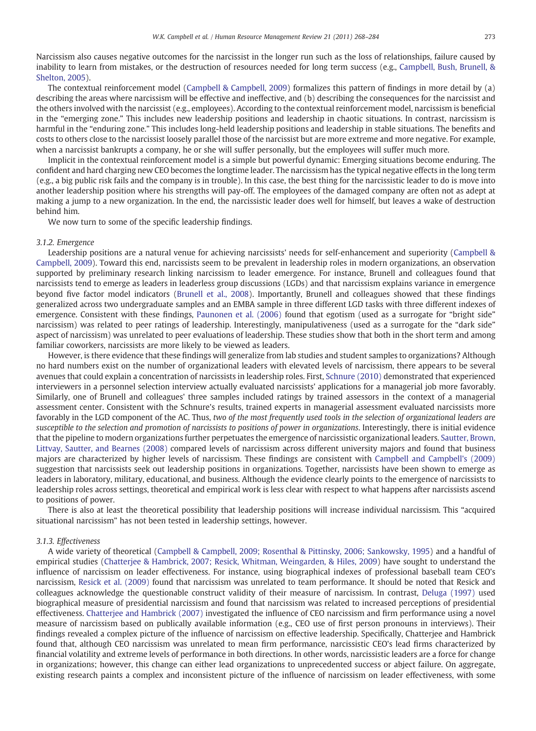Narcissism also causes negative outcomes for the narcissist in the longer run such as the loss of relationships, failure caused by inability to learn from mistakes, or the destruction of resources needed for long term success (e.g., Campbell, Bush, Brunell, & Shelton, 2005).

The contextual reinforcement model (Campbell & Campbell, 2009) formalizes this pattern of findings in more detail by (a) describing the areas where narcissism will be effective and ineffective, and (b) describing the consequences for the narcissist and the others involved with the narcissist (e.g., employees). According to the contextual reinforcement model, narcissism is beneficial in the "emerging zone." This includes new leadership positions and leadership in chaotic situations. In contrast, narcissism is harmful in the "enduring zone." This includes long-held leadership positions and leadership in stable situations. The benefits and costs to others close to the narcissist loosely parallel those of the narcissist but are more extreme and more negative. For example, when a narcissist bankrupts a company, he or she will suffer personally, but the employees will suffer much more.

Implicit in the contextual reinforcement model is a simple but powerful dynamic: Emerging situations become enduring. The confident and hard charging new CEO becomes the longtime leader. The narcissism has the typical negative effects in the long term (e.g., a big public risk fails and the company is in trouble). In this case, the best thing for the narcissistic leader to do is move into another leadership position where his strengths will pay-off. The employees of the damaged company are often not as adept at making a jump to a new organization. In the end, the narcissistic leader does well for himself, but leaves a wake of destruction behind him.

We now turn to some of the specific leadership findings.

### 3.1.2. Emergence

Leadership positions are a natural venue for achieving narcissists' needs for self-enhancement and superiority (Campbell & Campbell, 2009). Toward this end, narcissists seem to be prevalent in leadership roles in modern organizations, an observation supported by preliminary research linking narcissism to leader emergence. For instance, Brunell and colleagues found that narcissists tend to emerge as leaders in leaderless group discussions (LGDs) and that narcissism explains variance in emergence beyond five factor model indicators (Brunell et al., 2008). Importantly, Brunell and colleagues showed that these findings generalized across two undergraduate samples and an EMBA sample in three different LGD tasks with three different indexes of emergence. Consistent with these findings, Paunonen et al. (2006) found that egotism (used as a surrogate for "bright side" narcissism) was related to peer ratings of leadership. Interestingly, manipulativeness (used as a surrogate for the "dark side" aspect of narcissism) was unrelated to peer evaluations of leadership. These studies show that both in the short term and among familiar coworkers, narcissists are more likely to be viewed as leaders.

However, is there evidence that these findings will generalize from lab studies and student samples to organizations? Although no hard numbers exist on the number of organizational leaders with elevated levels of narcissism, there appears to be several avenues that could explain a concentration of narcissists in leadership roles. First, Schnure (2010) demonstrated that experienced interviewers in a personnel selection interview actually evaluated narcissists' applications for a managerial job more favorably. Similarly, one of Brunell and colleagues' three samples included ratings by trained assessors in the context of a managerial assessment center. Consistent with the Schnure's results, trained experts in managerial assessment evaluated narcissists more favorably in the LGD component of the AC. Thus, *two of the most frequently used tools in the selection of organizational leaders are susceptible to the selection and promotion of narcissists to positions of power in organizations*. Interestingly, there is initial evidence that the pipeline to modern organizations further perpetuates the emergence of narcissistic organizational leaders. Sautter, Brown, Littvay, Sautter, and Bearnes (2008) compared levels of narcissism across different university majors and found that business majors are characterized by higher levels of narcissism. These findings are consistent with Campbell and Campbell's (2009) suggestion that narcissists seek out leadership positions in organizations. Together, narcissists have been shown to emerge as leaders in laboratory, military, educational, and business. Although the evidence clearly points to the emergence of narcissists to leadership roles across settings, theoretical and empirical work is less clear with respect to what happens after narcissists ascend to positions of power.

There is also at least the theoretical possibility that leadership positions will increase individual narcissism. This "acquired situational narcissism" has not been tested in leadership settings, however.

### 3.1.3. Effectiveness

A wide variety of theoretical (Campbell & Campbell, 2009; Rosenthal & Pittinsky, 2006; Sankowsky, 1995) and a handful of empirical studies (Chatterjee & Hambrick, 2007; Resick, Whitman, Weingarden, & Hiles, 2009) have sought to understand the influence of narcissism on leader effectiveness. For instance, using biographical indexes of professional baseball team CEO's narcissism, Resick et al. (2009) found that narcissism was unrelated to team performance. It should be noted that Resick and colleagues acknowledge the questionable construct validity of their measure of narcissism. In contrast, Deluga (1997) used biographical measure of presidential narcissism and found that narcissism was related to increased perceptions of presidential effectiveness. Chatterjee and Hambrick (2007) investigated the influence of CEO narcissism and firm performance using a novel measure of narcissism based on publically available information (e.g., CEO use of first person pronouns in interviews). Their findings revealed a complex picture of the influence of narcissism on effective leadership. Specifically, Chatterjee and Hambrick found that, although CEO narcissism was unrelated to mean firm performance, narcissistic CEO's lead firms characterized by financial volatility and extreme levels of performance in both directions. In other words, narcissistic leaders are a force for change in organizations; however, this change can either lead organizations to unprecedented success or abject failure. On aggregate, existing research paints a complex and inconsistent picture of the influence of narcissism on leader effectiveness, with some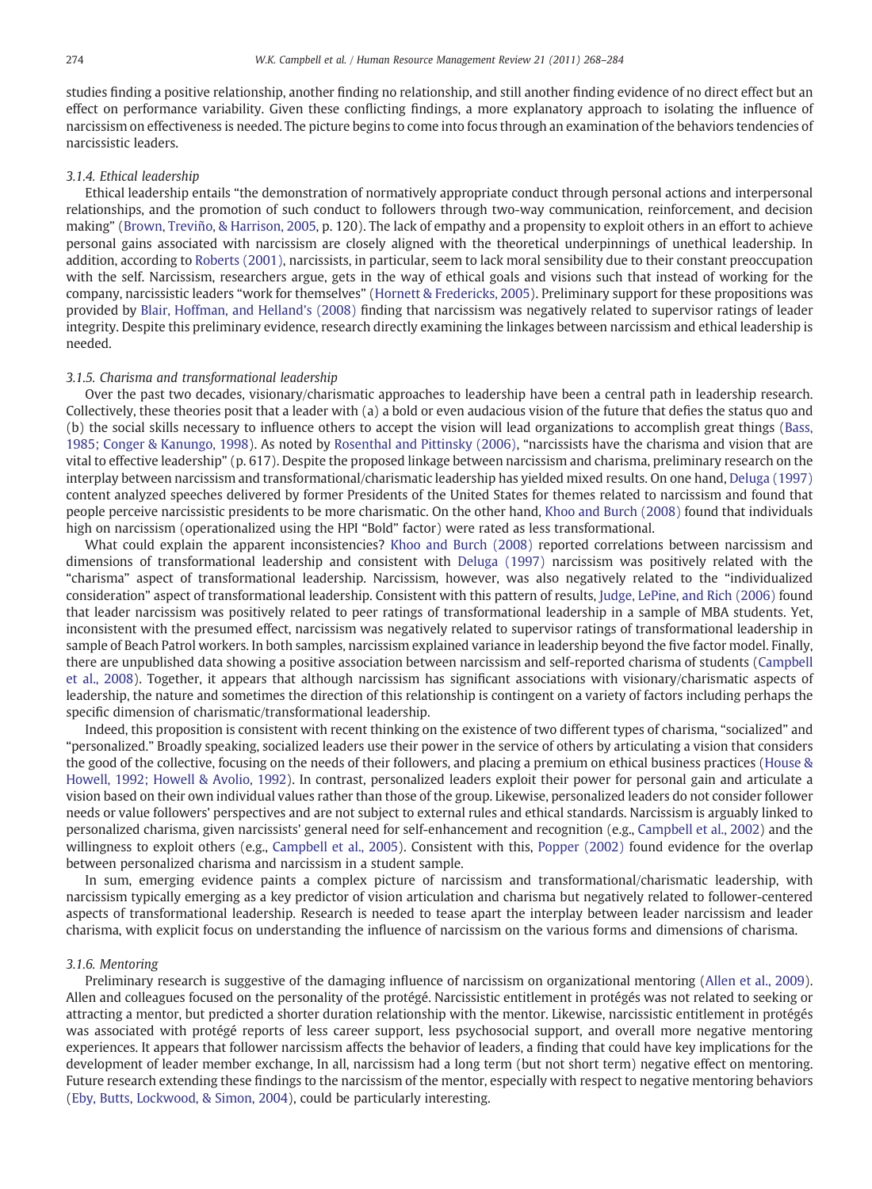studies finding a positive relationship, another finding no relationship, and still another finding evidence of no direct effect but an effect on performance variability. Given these conflicting findings, a more explanatory approach to isolating the influence of narcissism on effectiveness is needed. The picture begins to come into focus through an examination of the behaviors tendencies of narcissistic leaders.

### *3.1.4. Ethical leadership*

Ethical leadership entails "the demonstration of normatively appropriate conduct through personal actions and interpersonal relationships, and the promotion of such conduct to followers through two-way communication, reinforcement, and decision making" (Brown, Treviño, & Harrison, 2005, p. 120). The lack of empathy and a propensity to exploit others in an effort to achieve personal gains associated with narcissism are closely aligned with the theoretical underpinnings of unethical leadership. In addition, according to Roberts (2001), narcissists, in particular, seem to lack moral sensibility due to their constant preoccupation with the self. Narcissism, researchers argue, gets in the way of ethical goals and visions such that instead of working for the company, narcissistic leaders "work for themselves" (Hornett & Fredericks, 2005). Preliminary support for these propositions was provided by Blair, Hoffman, and Helland's (2008) finding that narcissism was negatively related to supervisor ratings of leader integrity. Despite this preliminary evidence, research directly examining the linkages between narcissism and ethical leadership is needed.

### *3.1.5. Charisma and transformational leadership*

Over the past two decades, visionary/charismatic approaches to leadership have been a central path in leadership research. Collectively, these theories posit that a leader with (a) a bold or even audacious vision of the future that defies the status quo and (b) the social skills necessary to influence others to accept the vision will lead organizations to accomplish great things (Bass, 1985; Conger & Kanungo, 1998). As noted by Rosenthal and Pittinsky (2006), "narcissists have the charisma and vision that are vital to effective leadership" (p. 617). Despite the proposed linkage between narcissism and charisma, preliminary research on the interplay between narcissism and transformational/charismatic leadership has yielded mixed results. On one hand, Deluga (1997) content analyzed speeches delivered by former Presidents of the United States for themes related to narcissism and found that people perceive narcissistic presidents to be more charismatic. On the other hand, Khoo and Burch (2008) found that individuals high on narcissism (operationalized using the HPI "Bold" factor) were rated as less transformational.

What could explain the apparent inconsistencies? Khoo and Burch (2008) reported correlations between narcissism and dimensions of transformational leadership and consistent with Deluga (1997) narcissism was positively related with the "charisma" aspect of transformational leadership. Narcissism, however, was also negatively related to the "individualized consideration" aspect of transformational leadership. Consistent with this pattern of results, Judge, LePine, and Rich (2006) found that leader narcissism was positively related to peer ratings of transformational leadership in a sample of MBA students. Yet, inconsistent with the presumed effect, narcissism was negatively related to supervisor ratings of transformational leadership in sample of Beach Patrol workers. In both samples, narcissism explained variance in leadership beyond the five factor model. Finally, there are unpublished data showing a positive association between narcissism and self-reported charisma of students (Campbell et al., 2008). Together, it appears that although narcissism has significant associations with visionary/charismatic aspects of leadership, the nature and sometimes the direction of this relationship is contingent on a variety of factors including perhaps the specific dimension of charismatic/transformational leadership.

Indeed, this proposition is consistent with recent thinking on the existence of two different types of charisma, "socialized" and "personalized." Broadly speaking, socialized leaders use their power in the service of others by articulating a vision that considers the good of the collective, focusing on the needs of their followers, and placing a premium on ethical business practices (House & Howell, 1992; Howell & Avolio, 1992). In contrast, personalized leaders exploit their power for personal gain and articulate a vision based on their own individual values rather than those of the group. Likewise, personalized leaders do not consider follower needs or value followers' perspectives and are not subject to external rules and ethical standards. Narcissism is arguably linked to personalized charisma, given narcissists' general need for self-enhancement and recognition (e.g., Campbell et al., 2002) and the willingness to exploit others (e.g., Campbell et al., 2005). Consistent with this, Popper (2002) found evidence for the overlap between personalized charisma and narcissism in a student sample.

In sum, emerging evidence paints a complex picture of narcissism and transformational/charismatic leadership, with narcissism typically emerging as a key predictor of vision articulation and charisma but negatively related to follower-centered aspects of transformational leadership. Research is needed to tease apart the interplay between leader narcissism and leader charisma, with explicit focus on understanding the influence of narcissism on the various forms and dimensions of charisma.

### *3.1.6. Mentoring*

Preliminary research is suggestive of the damaging influence of narcissism on organizational mentoring (Allen et al., 2009). Allen and colleagues focused on the personality of the protégé. Narcissistic entitlement in protégés was not related to seeking or attracting a mentor, but predicted a shorter duration relationship with the mentor. Likewise, narcissistic entitlement in protégés was associated with protégé reports of less career support, less psychosocial support, and overall more negative mentoring experiences. It appears that follower narcissism affects the behavior of leaders, a finding that could have key implications for the development of leader member exchange, In all, narcissism had a long term (but not short term) negative effect on mentoring. Future research extending these findings to the narcissism of the mentor, especially with respect to negative mentoring behaviors (Eby, Butts, Lockwood, & Simon, 2004), could be particularly interesting.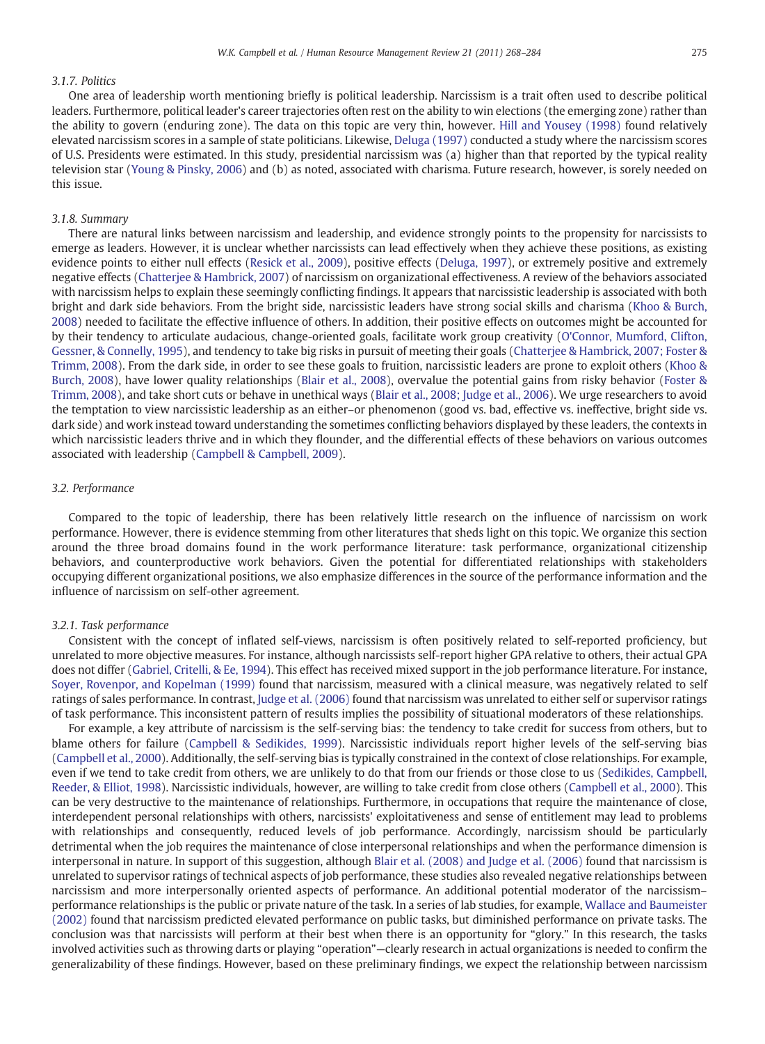### 3.1.7. Politics

One area of leadership worth mentioning briefly is political leadership. Narcissism is a trait often used to describe political leaders. Furthermore, political leader's career trajectories often rest on the ability to win elections (the emerging zone) rather than the ability to govern (enduring zone). The data on this topic are very thin, however. Hill and Yousey (1998) found relatively elevated narcissism scores in a sample of state politicians. Likewise, Deluga (1997) conducted a study where the narcissism scores of U.S. Presidents were estimated. In this study, presidential narcissism was (a) higher than that reported by the typical reality television star (Young & Pinsky, 2006) and (b) as noted, associated with charisma. Future research, however, is sorely needed on this issue.

### 3.1.8. Summary

There are natural links between narcissism and leadership, and evidence strongly points to the propensity for narcissists to emerge as leaders. However, it is unclear whether narcissists can lead effectively when they achieve these positions, as existing evidence points to either null effects (Resick et al., 2009), positive effects (Deluga, 1997), or extremely positive and extremely negative effects (Chatterjee & Hambrick, 2007) of narcissism on organizational effectiveness. A review of the behaviors associated with narcissism helps to explain these seemingly conflicting findings. It appears that narcissistic leadership is associated with both bright and dark side behaviors. From the bright side, narcissistic leaders have strong social skills and charisma (Khoo & Burch, 2008) needed to facilitate the effective influence of others. In addition, their positive effects on outcomes might be accounted for by their tendency to articulate audacious, change-oriented goals, facilitate work group creativity (O'Connor, Mumford, Clifton, Gessner, & Connelly, 1995), and tendency to take big risks in pursuit of meeting their goals (Chatterjee & Hambrick, 2007; Foster & Trimm, 2008). From the dark side, in order to see these goals to fruition, narcissistic leaders are prone to exploit others (Khoo & Burch, 2008), have lower quality relationships (Blair et al., 2008), overvalue the potential gains from risky behavior (Foster & Trimm, 2008), and take short cuts or behave in unethical ways (Blair et al., 2008; Judge et al., 2006). We urge researchers to avoid the temptation to view narcissistic leadership as an either–or phenomenon (good vs. bad, effective vs. ineffective, bright side vs. dark side) and work instead toward understanding the sometimes conflicting behaviors displayed by these leaders, the contexts in which narcissistic leaders thrive and in which they flounder, and the differential effects of these behaviors on various outcomes associated with leadership (Campbell & Campbell, 2009).

## 3.2. Performance

Compared to the topic of leadership, there has been relatively little research on the influence of narcissism on work performance. However, there is evidence stemming from other literatures that sheds light on this topic. We organize this section around the three broad domains found in the work performance literature: task performance, organizational citizenship behaviors, and counterproductive work behaviors. Given the potential for differentiated relationships with stakeholders occupying different organizational positions, we also emphasize differences in the source of the performance information and the influence of narcissism on self-other agreement.

### 3.2.1. Task performance

Consistent with the concept of inflated self-views, narcissism is often positively related to self-reported proficiency, but unrelated to more objective measures. For instance, although narcissists self-report higher GPA relative to others, their actual GPA does not differ (Gabriel, Critelli, & Ee, 1994). This effect has received mixed support in the job performance literature. For instance, Soyer, Rovenpor, and Kopelman (1999) found that narcissism, measured with a clinical measure, was negatively related to self ratings of sales performance. In contrast, Judge et al. (2006) found that narcissism was unrelated to either self or supervisor ratings of task performance. This inconsistent pattern of results implies the possibility of situational moderators of these relationships.

For example, a key attribute of narcissism is the self-serving bias: the tendency to take credit for success from others, but to blame others for failure (Campbell & Sedikides, 1999). Narcissistic individuals report higher levels of the self-serving bias (Campbell et al., 2000). Additionally, the self-serving bias is typically constrained in the context of close relationships. For example, even if we tend to take credit from others, we are unlikely to do that from our friends or those close to us (Sedikides, Campbell, Reeder, & Elliot, 1998). Narcissistic individuals, however, are willing to take credit from close others (Campbell et al., 2000). This can be very destructive to the maintenance of relationships. Furthermore, in occupations that require the maintenance of close, interdependent personal relationships with others, narcissists' exploitativeness and sense of entitlement may lead to problems with relationships and consequently, reduced levels of job performance. Accordingly, narcissism should be particularly detrimental when the job requires the maintenance of close interpersonal relationships and when the performance dimension is interpersonal in nature. In support of this suggestion, although Blair et al. (2008) and Judge et al. (2006) found that narcissism is unrelated to supervisor ratings of technical aspects of job performance, these studies also revealed negative relationships between narcissism and more interpersonally oriented aspects of performance. An additional potential moderator of the narcissism–performance relationships is the public or private nature of the task. In a series of lab studies, for example, Wallace and Baumeister (2002) found that narcissism predicted elevated performance on public tasks, but diminished performance on private tasks. The conclusion was that narcissists will perform at their best when there is an opportunity for "glory." In this research, the tasks involved activities such as throwing darts or playing "operation"—clearly research in actual organizations is needed to confirm the generalizability of these findings. However, based on these preliminary findings, we expect the relationship between narcissism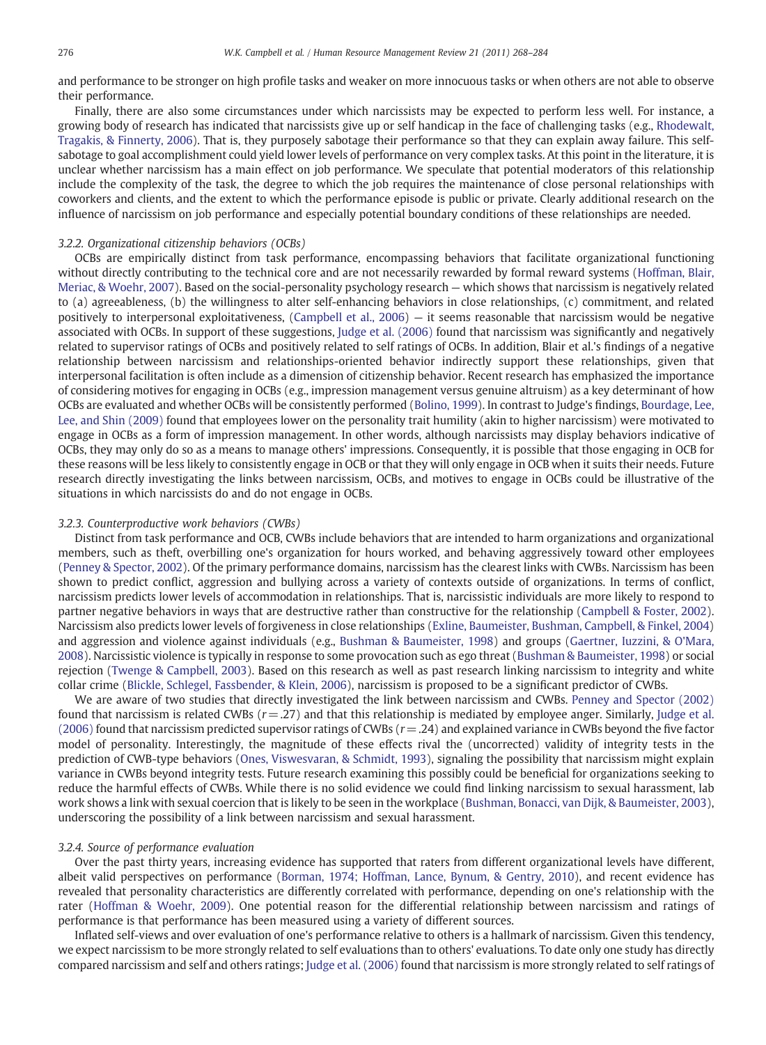and performance to be stronger on high profile tasks and weaker on more innocuous tasks or when others are not able to observe their performance.

Finally, there are also some circumstances under which narcissists may be expected to perform less well. For instance, a growing body of research has indicated that narcissists give up or self handicap in the face of challenging tasks (e.g., Rhodewalt, Tragakis, & Finnerty, 2006). That is, they purposely sabotage their performance so that they can explain away failure. This self-sabotage to goal accomplishment could yield lower levels of performance on very complex tasks. At this point in the literature, it is unclear whether narcissism has a main effect on job performance. We speculate that potential moderators of this relationship include the complexity of the task, the degree to which the job requires the maintenance of close personal relationships with coworkers and clients, and the extent to which the performance episode is public or private. Clearly additional research on the influence of narcissism on job performance and especially potential boundary conditions of these relationships are needed.

### 3.2.2. Organizational citizenship behaviors (OCBs)

OCBs are empirically distinct from task performance, encompassing behaviors that facilitate organizational functioning without directly contributing to the technical core and are not necessarily rewarded by formal reward systems (Hoffman, Blair, Meriac, & Woehr, 2007). Based on the social-personality psychology research — which shows that narcissism is negatively related to (a) agreeableness, (b) the willingness to alter self-enhancing behaviors in close relationships, (c) commitment, and related positively to interpersonal exploitativeness, (Campbell et al., 2006) — it seems reasonable that narcissism would be negative associated with OCBs. In support of these suggestions, Judge et al. (2006) found that narcissism was significantly and negatively related to supervisor ratings of OCBs and positively related to self ratings of OCBs. In addition, Blair et al.'s findings of a negative relationship between narcissism and relationships-oriented behavior indirectly support these relationships, given that interpersonal facilitation is often include as a dimension of citizenship behavior. Recent research has emphasized the importance of considering motives for engaging in OCBs (e.g., impression management versus genuine altruism) as a key determinant of how OCBs are evaluated and whether OCBs will be consistently performed (Bolino, 1999). In contrast to Judge's findings, Bourdage, Lee, Lee, and Shin (2009) found that employees lower on the personality trait humility (akin to higher narcissism) were motivated to engage in OCBs as a form of impression management. In other words, although narcissists may display behaviors indicative of OCBs, they may only do so as a means to manage others' impressions. Consequently, it is possible that those engaging in OCB for these reasons will be less likely to consistently engage in OCB or that they will only engage in OCB when it suits their needs. Future research directly investigating the links between narcissism, OCBs, and motives to engage in OCBs could be illustrative of the situations in which narcissists do and do not engage in OCBs.

### 3.2.3. Counterproductive work behaviors (CWBs)

Distinct from task performance and OCB, CWBs include behaviors that are intended to harm organizations and organizational members, such as theft, overbilling one's organization for hours worked, and behaving aggressively toward other employees (Penney & Spector, 2002). Of the primary performance domains, narcissism has the clearest links with CWBs. Narcissism has been shown to predict conflict, aggression and bullying across a variety of contexts outside of organizations. In terms of conflict, narcissism predicts lower levels of accommodation in relationships. That is, narcissistic individuals are more likely to respond to partner negative behaviors in ways that are destructive rather than constructive for the relationship (Campbell & Foster, 2002). Narcissism also predicts lower levels of forgiveness in close relationships (Exline, Baumeister, Bushman, Campbell, & Finkel, 2004) and aggression and violence against individuals (e.g., Bushman & Baumeister, 1998) and groups (Gaertner, Iuzzini, & O'Mara, 2008). Narcissistic violence is typically in response to some provocation such as ego threat (Bushman & Baumeister, 1998) or social rejection (Twenge & Campbell, 2003). Based on this research as well as past research linking narcissism to integrity and white collar crime (Blickle, Schlegel, Fassbender, & Klein, 2006), narcissism is proposed to be a significant predictor of CWBs.

We are aware of two studies that directly investigated the link between narcissism and CWBs. Penney and Spector (2002) found that narcissism is related CWBs ($r = .27$) and that this relationship is mediated by employee anger. Similarly, Judge et al. (2006) found that narcissism predicted supervisor ratings of CWBs ($r = .24$) and explained variance in CWBs beyond the five factor model of personality. Interestingly, the magnitude of these effects rival the (uncorrected) validity of integrity tests in the prediction of CWB-type behaviors (Ones, Viswesvaran, & Schmidt, 1993), signaling the possibility that narcissism might explain variance in CWBs beyond integrity tests. Future research examining this possibly could be beneficial for organizations seeking to reduce the harmful effects of CWBs. While there is no solid evidence we could find linking narcissism to sexual harassment, lab work shows a link with sexual coercion that is likely to be seen in the workplace (Bushman, Bonacci, van Dijk, & Baumeister, 2003), underscoring the possibility of a link between narcissism and sexual harassment.

### 3.2.4. Source of performance evaluation

Over the past thirty years, increasing evidence has supported that raters from different organizational levels have different, albeit valid perspectives on performance (Borman, 1974; Hoffman, Lance, Bynum, & Gentry, 2010), and recent evidence has revealed that personality characteristics are differently correlated with performance, depending on one's relationship with the rater (Hoffman & Woehr, 2009). One potential reason for the differential relationship between narcissism and ratings of performance is that performance has been measured using a variety of different sources.

Inflated self-views and over evaluation of one's performance relative to others is a hallmark of narcissism. Given this tendency, we expect narcissism to be more strongly related to self evaluations than to others' evaluations. To date only one study has directly compared narcissism and self and others ratings; Judge et al. (2006) found that narcissism is more strongly related to self ratings of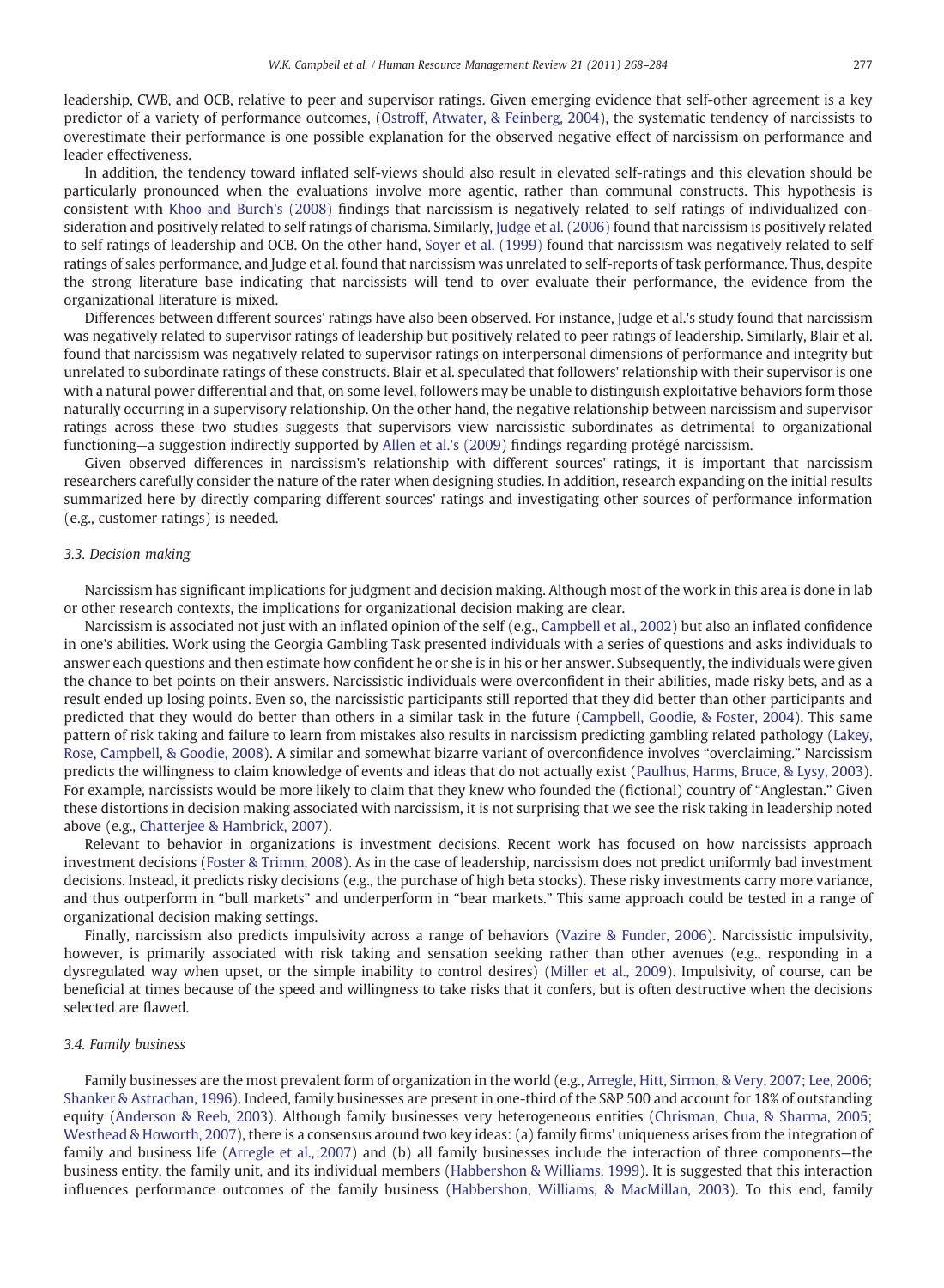leadership, CWB, and OCB, relative to peer and supervisor ratings. Given emerging evidence that self-other agreement is a key predictor of a variety of performance outcomes, (Ostroff, Atwater, & Feinberg, 2004), the systematic tendency of narcissists to overestimate their performance is one possible explanation for the observed negative effect of narcissism on performance and leader effectiveness.

In addition, the tendency toward inflated self-views should also result in elevated self-ratings and this elevation should be particularly pronounced when the evaluations involve more agentic, rather than communal constructs. This hypothesis is consistent with Khoo and Burch's (2008) findings that narcissism is negatively related to self ratings of individualized consideration and positively related to self ratings of charisma. Similarly, Judge et al. (2006) found that narcissism is positively related to self ratings of leadership and OCB. On the other hand, Soyer et al. (1999) found that narcissism was negatively related to self ratings of sales performance, and Judge et al. found that narcissism was unrelated to self-reports of task performance. Thus, despite the strong literature base indicating that narcissists will tend to over evaluate their performance, the evidence from the organizational literature is mixed.

Differences between different sources' ratings have also been observed. For instance, Judge et al.'s study found that narcissism was negatively related to supervisor ratings of leadership but positively related to peer ratings of leadership. Similarly, Blair et al. found that narcissism was negatively related to supervisor ratings on interpersonal dimensions of performance and integrity but unrelated to subordinate ratings of these constructs. Blair et al. speculated that followers' relationship with their supervisor is one with a natural power differential and that, on some level, followers may be unable to distinguish exploitative behaviors form those naturally occurring in a supervisory relationship. On the other hand, the negative relationship between narcissism and supervisor ratings across these two studies suggests that supervisors view narcissistic subordinates as detrimental to organizational functioning—a suggestion indirectly supported by Allen et al.'s (2009) findings regarding protégé narcissism.

Given observed differences in narcissism's relationship with different sources' ratings, it is important that narcissism researchers carefully consider the nature of the rater when designing studies. In addition, research expanding on the initial results summarized here by directly comparing different sources' ratings and investigating other sources of performance information (e.g., customer ratings) is needed.

### 3.3. Decision making

Narcissism has significant implications for judgment and decision making. Although most of the work in this area is done in lab or other research contexts, the implications for organizational decision making are clear.

Narcissism is associated not just with an inflated opinion of the self (e.g., Campbell et al., 2002) but also an inflated confidence in one's abilities. Work using the Georgia Gambling Task presented individuals with a series of questions and asks individuals to answer each questions and then estimate how confident he or she is in his or her answer. Subsequently, the individuals were given the chance to bet points on their answers. Narcissistic individuals were overconfident in their abilities, made risky bets, and as a result ended up losing points. Even so, the narcissistic participants still reported that they did better than other participants and predicted that they would do better than others in a similar task in the future (Campbell, Goodie, & Foster, 2004). This same pattern of risk taking and failure to learn from mistakes also results in narcissism predicting gambling related pathology (Lakey, Rose, Campbell, & Goodie, 2008). A similar and somewhat bizarre variant of overconfidence involves "overclaiming." Narcissism predicts the willingness to claim knowledge of events and ideas that do not actually exist (Paulhus, Harms, Bruce, & Lysy, 2003). For example, narcissists would be more likely to claim that they knew who founded the (fictional) country of "Anglestan." Given these distortions in decision making associated with narcissism, it is not surprising that we see the risk taking in leadership noted above (e.g., Chatterjee & Hambrick, 2007).

Relevant to behavior in organizations is investment decisions. Recent work has focused on how narcissists approach investment decisions (Foster & Trimm, 2008). As in the case of leadership, narcissism does not predict uniformly bad investment decisions. Instead, it predicts risky decisions (e.g., the purchase of high beta stocks). These risky investments carry more variance, and thus outperform in "bull markets" and underperform in "bear markets." This same approach could be tested in a range of organizational decision making settings.

Finally, narcissism also predicts impulsivity across a range of behaviors (Vazire & Funder, 2006). Narcissistic impulsivity, however, is primarily associated with risk taking and sensation seeking rather than other avenues (e.g., responding in a dysregulated way when upset, or the simple inability to control desires) (Miller et al., 2009). Impulsivity, of course, can be beneficial at times because of the speed and willingness to take risks that it confers, but is often destructive when the decisions selected are flawed.

### 3.4. Family business

Family businesses are the most prevalent form of organization in the world (e.g., Arregle, Hitt, Sirmon, & Very, 2007; Lee, 2006; Shanker & Astrachan, 1996). Indeed, family businesses are present in one-third of the S&P 500 and account for 18% of outstanding equity (Anderson & Reeb, 2003). Although family businesses very heterogeneous entities (Chrisman, Chua, & Sharma, 2005; Westhead & Howorth, 2007), there is a consensus around two key ideas: (a) family firms' uniqueness arises from the integration of family and business life (Arregle et al., 2007) and (b) all family businesses include the interaction of three components—the business entity, the family unit, and its individual members (Habbershon & Williams, 1999). It is suggested that this interaction influences performance outcomes of the family business (Habbershon, Williams, & MacMillan, 2003). To this end, family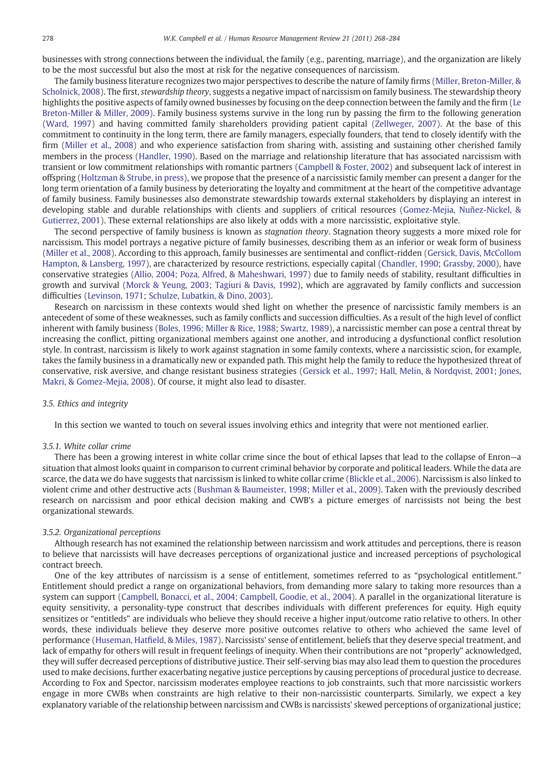businesses with strong connections between the individual, the family (e.g., parenting, marriage), and the organization are likely to be the most successful but also the most at risk for the negative consequences of narcissism.

The family business literature recognizes two major perspectives to describe the nature of family firms (Miller, Breton-Miller, & Scholnick, 2008). The first, *stewardship theory*, suggests a negative impact of narcissism on family business. The stewardship theory highlights the positive aspects of family owned businesses by focusing on the deep connection between the family and the firm (Le Breton-Miller & Miller, 2009). Family business systems survive in the long run by passing the firm to the following generation (Ward, 1997) and having committed family shareholders providing patient capital (Zellweger, 2007). At the base of this commitment to continuity in the long term, there are family managers, especially founders, that tend to closely identify with the firm (Miller et al., 2008) and who experience satisfaction from sharing with, assisting and sustaining other cherished family members in the process (Handler, 1990). Based on the marriage and relationship literature that has associated narcissism with transient or low commitment relationships with romantic partners (Campbell & Foster, 2002) and subsequent lack of interest in offspring (Holtzman & Strube, in press), we propose that the presence of a narcissistic family member can present a danger for the long term orientation of a family business by deteriorating the loyalty and commitment at the heart of the competitive advantage of family business. Family businesses also demonstrate stewardship towards external stakeholders by displaying an interest in developing stable and durable relationships with clients and suppliers of critical resources (Gomez-Mejia, Nuñez-Nickel, & Gutierrez, 2001). These external relationships are also likely at odds with a more narcissistic, exploitative style.

The second perspective of family business is known as *stagnation theory*. Stagnation theory suggests a more mixed role for narcissism. This model portrays a negative picture of family businesses, describing them as an inferior or weak form of business (Miller et al., 2008). According to this approach, family businesses are sentimental and conflict-ridden (Gersick, Davis, McCollom Hampton, & Lansberg, 1997), are characterized by resource restrictions, especially capital (Chandler, 1990; Grassby, 2000), have conservative strategies (Allio, 2004; Poza, Alfred, & Maheshwari, 1997) due to family needs of stability, resultant difficulties in growth and survival (Morck & Yeung, 2003; Tagiuri & Davis, 1992), which are aggravated by family conflicts and succession difficulties (Levinson, 1971; Schulze, Lubatkin, & Dino, 2003).

Research on narcissism in these contexts would shed light on whether the presence of narcissistic family members is an antecedent of some of these weaknesses, such as family conflicts and succession difficulties. As a result of the high level of conflict inherent with family business (Boles, 1996; Miller & Rice, 1988; Swartz, 1989), a narcissistic member can pose a central threat by increasing the conflict, pitting organizational members against one another, and introducing a dysfunctional conflict resolution style. In contrast, narcissism is likely to work against stagnation in some family contexts, where a narcissistic scion, for example, takes the family business in a dramatically new or expanded path. This might help the family to reduce the hypothesized threat of conservative, risk aversive, and change resistant business strategies (Gersick et al., 1997; Hall, Melin, & Nordqvist, 2001; Jones, Makri, & Gomez-Mejia, 2008). Of course, it might also lead to disaster.

### 3.5. Ethics and integrity

In this section we wanted to touch on several issues involving ethics and integrity that were not mentioned earlier.

#### 3.5.1. White collar crime

There has been a growing interest in white collar crime since the bout of ethical lapses that lead to the collapse of Enron—a situation that almost looks quaint in comparison to current criminal behavior by corporate and political leaders. While the data are scarce, the data we do have suggests that narcissism is linked to white collar crime (Blickle et al., 2006). Narcissism is also linked to violent crime and other destructive acts (Bushman & Baumeister, 1998; Miller et al., 2009). Taken with the previously described research on narcissism and poor ethical decision making and CWB's a picture emerges of narcissists not being the best organizational stewards.

#### 3.5.2. Organizational perceptions

Although research has not examined the relationship between narcissism and work attitudes and perceptions, there is reason to believe that narcissists will have decreases perceptions of organizational justice and increased perceptions of psychological contract breech.

One of the key attributes of narcissism is a sense of entitlement, sometimes referred to as "psychological entitlement." Entitlement should predict a range on organizational behaviors, from demanding more salary to taking more resources than a system can support (Campbell, Bonacci, et al., 2004; Campbell, Goodie, et al., 2004). A parallel in the organizational literature is equity sensitivity, a personality-type construct that describes individuals with different preferences for equity. High equity sensitizes or "entitleds" are individuals who believe they should receive a higher input/outcome ratio relative to others. In other words, these individuals believe they deserve more positive outcomes relative to others who achieved the same level of performance (Huseman, Hatfield, & Miles, 1987). Narcissists' sense of entitlement, beliefs that they deserve special treatment, and lack of empathy for others will result in frequent feelings of inequity. When their contributions are not "properly" acknowledged, they will suffer decreased perceptions of distributive justice. Their self-serving bias may also lead them to question the procedures used to make decisions, further exacerbating negative justice perceptions by causing perceptions of procedural justice to decrease. According to Fox and Spector, narcissism moderates employee reactions to job constraints, such that more narcissistic workers engage in more CWBs when constraints are high relative to their non-narcissistic counterparts. Similarly, we expect a key explanatory variable of the relationship between narcissism and CWBs is narcissists' skewed perceptions of organizational justice;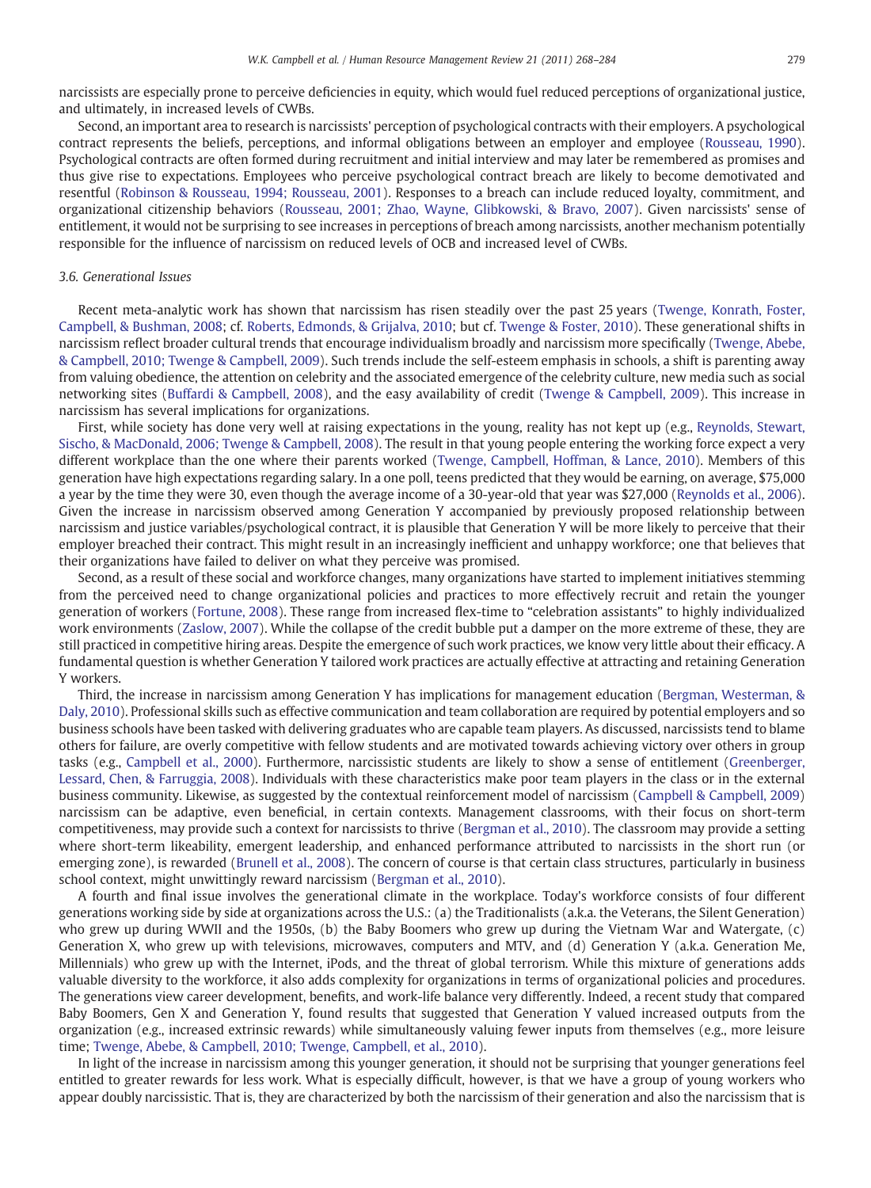narcissists are especially prone to perceive deficiencies in equity, which would fuel reduced perceptions of organizational justice, and ultimately, in increased levels of CWBs.

Second, an important area to research is narcissists' perception of psychological contracts with their employers. A psychological contract represents the beliefs, perceptions, and informal obligations between an employer and employee (Rousseau, 1990). Psychological contracts are often formed during recruitment and initial interview and may later be remembered as promises and thus give rise to expectations. Employees who perceive psychological contract breach are likely to become demotivated and resentful (Robinson & Rousseau, 1994; Rousseau, 2001). Responses to a breach can include reduced loyalty, commitment, and organizational citizenship behaviors (Rousseau, 2001; Zhao, Wayne, Glibkowski, & Bravo, 2007). Given narcissists' sense of entitlement, it would not be surprising to see increases in perceptions of breach among narcissists, another mechanism potentially responsible for the influence of narcissism on reduced levels of OCB and increased level of CWBs.

### 3.6. Generational Issues

Recent meta-analytic work has shown that narcissism has risen steadily over the past 25 years (Twenge, Konrath, Foster, Campbell, & Bushman, 2008; cf. Roberts, Edmonds, & Grijalva, 2010; but cf. Twenge & Foster, 2010). These generational shifts in narcissism reflect broader cultural trends that encourage individualism broadly and narcissism more specifically (Twenge, Abebe, & Campbell, 2010; Twenge & Campbell, 2009). Such trends include the self-esteem emphasis in schools, a shift is parenting away from valuing obedience, the attention on celebrity and the associated emergence of the celebrity culture, new media such as social networking sites (Buffardi & Campbell, 2008), and the easy availability of credit (Twenge & Campbell, 2009). This increase in narcissism has several implications for organizations.

First, while society has done very well at raising expectations in the young, reality has not kept up (e.g., Reynolds, Stewart, Sischo, & MacDonald, 2006; Twenge & Campbell, 2008). The result in that young people entering the working force expect a very different workplace than the one where their parents worked (Twenge, Campbell, Hoffman, & Lance, 2010). Members of this generation have high expectations regarding salary. In a one poll, teens predicted that they would be earning, on average, $75,000 a year by the time they were 30, even though the average income of a 30-year-old that year was $27,000 (Reynolds et al., 2006). Given the increase in narcissism observed among Generation Y accompanied by previously proposed relationship between narcissism and justice variables/psychological contract, it is plausible that Generation Y will be more likely to perceive that their employer breached their contract. This might result in an increasingly inefficient and unhappy workforce; one that believes that their organizations have failed to deliver on what they perceive was promised.

Second, as a result of these social and workforce changes, many organizations have started to implement initiatives stemming from the perceived need to change organizational policies and practices to more effectively recruit and retain the younger generation of workers (Fortune, 2008). These range from increased flex-time to "celebration assistants" to highly individualized work environments (Zaslow, 2007). While the collapse of the credit bubble put a damper on the more extreme of these, they are still practiced in competitive hiring areas. Despite the emergence of such work practices, we know very little about their efficacy. A fundamental question is whether Generation Y tailored work practices are actually effective at attracting and retaining Generation Y workers.

Third, the increase in narcissism among Generation Y has implications for management education (Bergman, Westerman, & Daly, 2010). Professional skills such as effective communication and team collaboration are required by potential employers and so business schools have been tasked with delivering graduates who are capable team players. As discussed, narcissists tend to blame others for failure, are overly competitive with fellow students and are motivated towards achieving victory over others in group tasks (e.g., Campbell et al., 2000). Furthermore, narcissistic students are likely to show a sense of entitlement (Greenberger, Lessard, Chen, & Farruggia, 2008). Individuals with these characteristics make poor team players in the class or in the external business community. Likewise, as suggested by the contextual reinforcement model of narcissism (Campbell & Campbell, 2009) narcissism can be adaptive, even beneficial, in certain contexts. Management classrooms, with their focus on short-term competitiveness, may provide such a context for narcissists to thrive (Bergman et al., 2010). The classroom may provide a setting where short-term likeability, emergent leadership, and enhanced performance attributed to narcissists in the short run (or emerging zone), is rewarded (Brunell et al., 2008). The concern of course is that certain class structures, particularly in business school context, might unwittingly reward narcissism (Bergman et al., 2010).

A fourth and final issue involves the generational climate in the workplace. Today's workforce consists of four different generations working side by side at organizations across the U.S.: (a) the Traditionalists (a.k.a. the Veterans, the Silent Generation) who grew up during WWII and the 1950s, (b) the Baby Boomers who grew up during the Vietnam War and Watergate, (c) Generation X, who grew up with televisions, microwaves, computers and MTV, and (d) Generation Y (a.k.a. Generation Me, Millennials) who grew up with the Internet, iPods, and the threat of global terrorism. While this mixture of generations adds valuable diversity to the workforce, it also adds complexity for organizations in terms of organizational policies and procedures. The generations view career development, benefits, and work-life balance very differently. Indeed, a recent study that compared Baby Boomers, Gen X and Generation Y, found results that suggested that Generation Y valued increased outputs from the organization (e.g., increased extrinsic rewards) while simultaneously valuing fewer inputs from themselves (e.g., more leisure time; Twenge, Abebe, & Campbell, 2010; Twenge, Campbell, et al., 2010).

In light of the increase in narcissism among this younger generation, it should not be surprising that younger generations feel entitled to greater rewards for less work. What is especially difficult, however, is that we have a group of young workers who appear doubly narcissistic. That is, they are characterized by both the narcissism of their generation and also the narcissism that is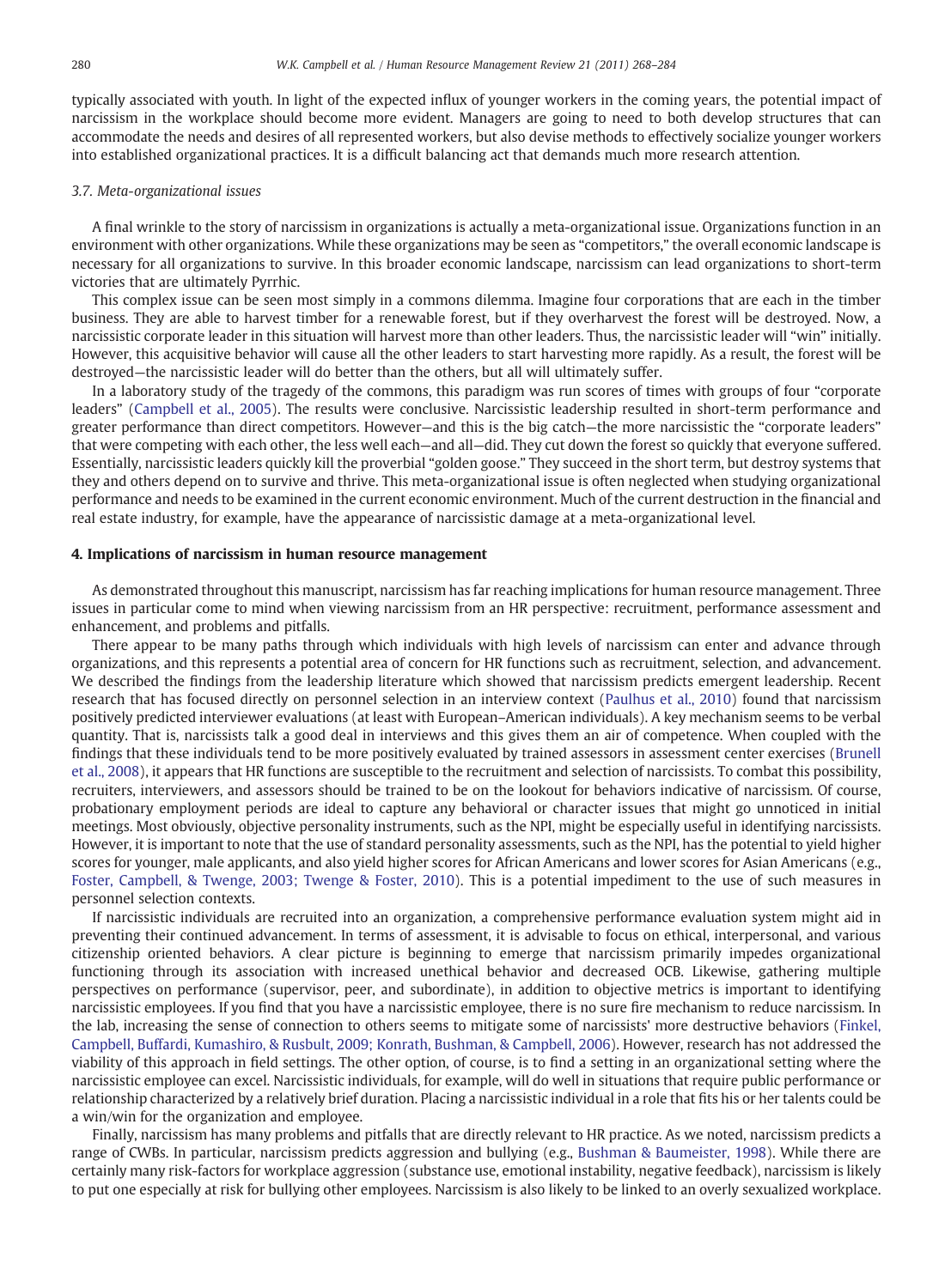typically associated with youth. In light of the expected influx of younger workers in the coming years, the potential impact of narcissism in the workplace should become more evident. Managers are going to need to both develop structures that can accommodate the needs and desires of all represented workers, but also devise methods to effectively socialize younger workers into established organizational practices. It is a difficult balancing act that demands much more research attention.

### *3.7. Meta-organizational issues*

A final wrinkle to the story of narcissism in organizations is actually a meta-organizational issue. Organizations function in an environment with other organizations. While these organizations may be seen as "competitors," the overall economic landscape is necessary for all organizations to survive. In this broader economic landscape, narcissism can lead organizations to short-term victories that are ultimately Pyrrhic.

This complex issue can be seen most simply in a commons dilemma. Imagine four corporations that are each in the timber business. They are able to harvest timber for a renewable forest, but if they overharvest the forest will be destroyed. Now, a narcissistic corporate leader in this situation will harvest more than other leaders. Thus, the narcissistic leader will "win" initially. However, this acquisitive behavior will cause all the other leaders to start harvesting more rapidly. As a result, the forest will be destroyed—the narcissistic leader will do better than the others, but all will ultimately suffer.

In a laboratory study of the tragedy of the commons, this paradigm was run scores of times with groups of four "corporate leaders" (Campbell et al., 2005). The results were conclusive. Narcissistic leadership resulted in short-term performance and greater performance than direct competitors. However—and this is the big catch—the more narcissistic the "corporate leaders" that were competing with each other, the less well each—and all—did. They cut down the forest so quickly that everyone suffered. Essentially, narcissistic leaders quickly kill the proverbial "golden goose." They succeed in the short term, but destroy systems that they and others depend on to survive and thrive. This meta-organizational issue is often neglected when studying organizational performance and needs to be examined in the current economic environment. Much of the current destruction in the financial and real estate industry, for example, have the appearance of narcissistic damage at a meta-organizational level.

## 4. Implications of narcissism in human resource management

As demonstrated throughout this manuscript, narcissism has far reaching implications for human resource management. Three issues in particular come to mind when viewing narcissism from an HR perspective: recruitment, performance assessment and enhancement, and problems and pitfalls.

There appear to be many paths through which individuals with high levels of narcissism can enter and advance through organizations, and this represents a potential area of concern for HR functions such as recruitment, selection, and advancement. We described the findings from the leadership literature which showed that narcissism predicts emergent leadership. Recent research that has focused directly on personnel selection in an interview context (Paulhus et al., 2010) found that narcissism positively predicted interviewer evaluations (at least with European–American individuals). A key mechanism seems to be verbal quantity. That is, narcissists talk a good deal in interviews and this gives them an air of competence. When coupled with the findings that these individuals tend to be more positively evaluated by trained assessors in assessment center exercises (Brunell et al., 2008), it appears that HR functions are susceptible to the recruitment and selection of narcissists. To combat this possibility, recruiters, interviewers, and assessors should be trained to be on the lookout for behaviors indicative of narcissism. Of course, probationary employment periods are ideal to capture any behavioral or character issues that might go unnoticed in initial meetings. Most obviously, objective personality instruments, such as the NPI, might be especially useful in identifying narcissists. However, it is important to note that the use of standard personality assessments, such as the NPI, has the potential to yield higher scores for younger, male applicants, and also yield higher scores for African Americans and lower scores for Asian Americans (e.g., Foster, Campbell, & Twenge, 2003; Twenge & Foster, 2010). This is a potential impediment to the use of such measures in personnel selection contexts.

If narcissistic individuals are recruited into an organization, a comprehensive performance evaluation system might aid in preventing their continued advancement. In terms of assessment, it is advisable to focus on ethical, interpersonal, and various citizenship oriented behaviors. A clear picture is beginning to emerge that narcissism primarily impedes organizational functioning through its association with increased unethical behavior and decreased OCB. Likewise, gathering multiple perspectives on performance (supervisor, peer, and subordinate), in addition to objective metrics is important to identifying narcissistic employees. If you find that you have a narcissistic employee, there is no sure fire mechanism to reduce narcissism. In the lab, increasing the sense of connection to others seems to mitigate some of narcissists' more destructive behaviors (Finkel, Campbell, Buffardi, Kumashiro, & Rusbult, 2009; Konrath, Bushman, & Campbell, 2006). However, research has not addressed the viability of this approach in field settings. The other option, of course, is to find a setting in an organizational setting where the narcissistic employee can excel. Narcissistic individuals, for example, will do well in situations that require public performance or relationship characterized by a relatively brief duration. Placing a narcissistic individual in a role that fits his or her talents could be a win/win for the organization and employee.

Finally, narcissism has many problems and pitfalls that are directly relevant to HR practice. As we noted, narcissism predicts a range of CWBs. In particular, narcissism predicts aggression and bullying (e.g., Bushman & Baumeister, 1998). While there are certainly many risk-factors for workplace aggression (substance use, emotional instability, negative feedback), narcissism is likely to put one especially at risk for bullying other employees. Narcissism is also likely to be linked to an overly sexualized workplace.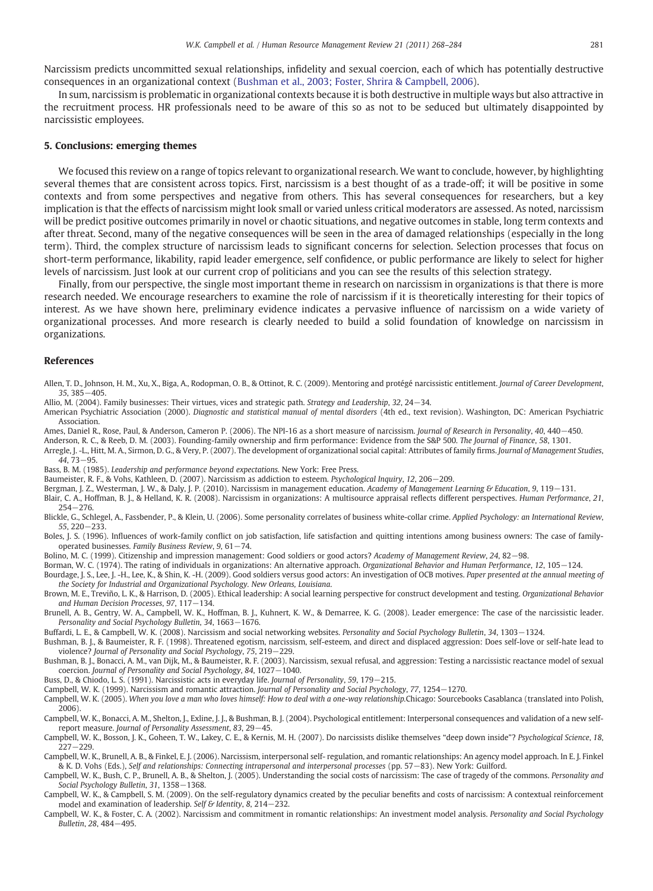Narcissism predicts uncommitted sexual relationships, infidelity and sexual coercion, each of which has potentially destructive consequences in an organizational context (Bushman et al., 2003; Foster, Shrira & Campbell, 2006).

In sum, narcissism is problematic in organizational contexts because it is both destructive in multiple ways but also attractive in the recruitment process. HR professionals need to be aware of this so as not to be seduced but ultimately disappointed by narcissistic employees.

## 5. Conclusions: emerging themes

We focused this review on a range of topics relevant to organizational research. We want to conclude, however, by highlighting several themes that are consistent across topics. First, narcissism is a best thought of as a trade-off; it will be positive in some contexts and from some perspectives and negative from others. This has several consequences for researchers, but a key implication is that the effects of narcissism might look small or varied unless critical moderators are assessed. As noted, narcissism will be predict positive outcomes primarily in novel or chaotic situations, and negative outcomes in stable, long term contexts and after threat. Second, many of the negative consequences will be seen in the area of damaged relationships (especially in the long term). Third, the complex structure of narcissism leads to significant concerns for selection. Selection processes that focus on short-term performance, likability, rapid leader emergence, self confidence, or public performance are likely to select for higher levels of narcissism. Just look at our current crop of politicians and you can see the results of this selection strategy.

Finally, from our perspective, the single most important theme in research on narcissism in organizations is that there is more research needed. We encourage researchers to examine the role of narcissism if it is theoretically interesting for their topics of interest. As we have shown here, preliminary evidence indicates a pervasive influence of narcissism on a wide variety of organizational processes. And more research is clearly needed to build a solid foundation of knowledge on narcissism in organizations.

## References

Allen, T. D., Johnson, H. M., Xu, X., Biga, A., Rodopman, O. B., & Ottinot, R. C. (2009). Mentoring and protégé narcissistic entitlement. *Journal of Career Development*, *35*, 385−405.

Allio, M. (2004). Family businesses: Their virtues, vices and strategic path. *Strategy and Leadership*, *32*, 24−34.

American Psychiatric Association (2000). *Diagnostic and statistical manual of mental disorders* (4th ed., text revision). Washington, DC: American Psychiatric Association.

Ames, Daniel R., Rose, Paul, & Anderson, Cameron P. (2006). The NPI-16 as a short measure of narcissism. *Journal of Research in Personality*, *40*, 440−450.

Anderson, R. C., & Reeb, D. M. (2003). Founding-family ownership and firm performance: Evidence from the S&P 500. *The Journal of Finance*, *58*, 1301.

Arregle, J. -L., Hitt, M. A., Sirmon, D. G., & Very, P. (2007). The development of organizational social capital: Attributes of family firms. *Journal of Management Studies*, *44*, 73−95.

Bass, B. M. (1985). *Leadership and performance beyond expectations.* New York: Free Press.

Baumeister, R. F., & Vohs, Kathleen, D. (2007). Narcissism as addiction to esteem. *Psychological Inquiry*, *12*, 206−209.

Bergman, J. Z., Westerman, J. W., & Daly, J. P. (2010). Narcissism in management education. *Academy of Management Learning & Education*, *9*, 119−131.

Blair, C. A., Hoffman, B. J., & Helland, K. R. (2008). Narcissism in organizations: A multisource appraisal reflects different perspectives. *Human Performance*, *21*, 254−276.

Blickle, G., Schlegel, A., Fassbender, P., & Klein, U. (2006). Some personality correlates of business white-collar crime. *Applied Psychology: an International Review*, *55*, 220−233.

Boles, J. S. (1996). Influences of work-family conflict on job satisfaction, life satisfaction and quitting intentions among business owners: The case of family-operated businesses. *Family Business Review*, *9*, 61−74.

Bolino, M. C. (1999). Citizenship and impression management: Good soldiers or good actors? *Academy of Management Review*, *24*, 82−98.

Borman, W. C. (1974). The rating of individuals in organizations: An alternative approach. *Organizational Behavior and Human Performance*, *12*, 105−124.

Bourdage, J. S., Lee, J. -H., Lee, K., & Shin, K. -H. (2009). Good soldiers versus good actors: An investigation of OCB motives. *Paper presented at the annual meeting of the Society for Industrial and Organizational Psychology. New Orleans, Louisiana.*

Brown, M. E., Treviño, L. K., & Harrison, D. (2005). Ethical leadership: A social learning perspective for construct development and testing. *Organizational Behavior and Human Decision Processes*, *97*, 117−134.

Brunell, A. B., Gentry, W. A., Campbell, W. K., Hoffman, B. J., Kuhnert, K. W., & Demarree, K. G. (2008). Leader emergence: The case of the narcissistic leader. *Personality and Social Psychology Bulletin*, *34*, 1663−1676.

Buffardi, L. E., & Campbell, W. K. (2008). Narcissism and social networking websites. *Personality and Social Psychology Bulletin*, *34*, 1303−1324.

Bushman, B. J., & Baumeister, R. F. (1998). Threatened egotism, narcissism, self-esteem, and direct and displaced aggression: Does self-love or self-hate lead to violence? *Journal of Personality and Social Psychology*, *75*, 219−229.

Bushman, B. J., Bonacci, A. M., van Dijk, M., & Baumeister, R. F. (2003). Narcissism, sexual refusal, and aggression: Testing a narcissistic reactance model of sexual coercion. *Journal of Personality and Social Psychology*, *84*, 1027−1040.

Buss, D., & Chiodo, L. S. (1991). Narcissistic acts in everyday life. *Journal of Personality*, *59*, 179−215.

Campbell, W. K. (1999). Narcissism and romantic attraction. *Journal of Personality and Social Psychology*, *77*, 1254−1270.

Campbell, W. K. (2005). *When you love a man who loves himself: How to deal with a one-way relationship.*Chicago: Sourcebooks Casablanca (translated into Polish, 2006).

Campbell, W. K., Bonacci, A. M., Shelton, J., Exline, J. J., & Bushman, B. J. (2004). Psychological entitlement: Interpersonal consequences and validation of a new self-report measure. *Journal of Personality Assessment*, *83*, 29−45.

Campbell, W. K., Bosson, J. K., Goheen, T. W., Lakey, C. E., & Kernis, M. H. (2007). Do narcissists dislike themselves "deep down inside"? *Psychological Science*, *18*, 227−229.

Campbell, W. K., Brunell, A. B., & Finkel, E. J. (2006). Narcissism, interpersonal self- regulation, and romantic relationships: An agency model approach. In E. J. Finkel & K. D. Vohs (Eds.), *Self and relationships: Connecting intrapersonal and interpersonal processes* (pp. 57−83). New York: Guilford.

Campbell, W. K., Bush, C. P., Brunell, A. B., & Shelton, J. (2005). Understanding the social costs of narcissism: The case of tragedy of the commons. *Personality and Social Psychology Bulletin*, *31*, 1358−1368.

Campbell, W. K., & Campbell, S. M. (2009). On the self-regulatory dynamics created by the peculiar benefits and costs of narcissism: A contextual reinforcement model and examination of leadership. *Self & Identity*, *8*, 214−232.

Campbell, W. K., & Foster, C. A. (2002). Narcissism and commitment in romantic relationships: An investment model analysis. *Personality and Social Psychology Bulletin*, *28*, 484−495.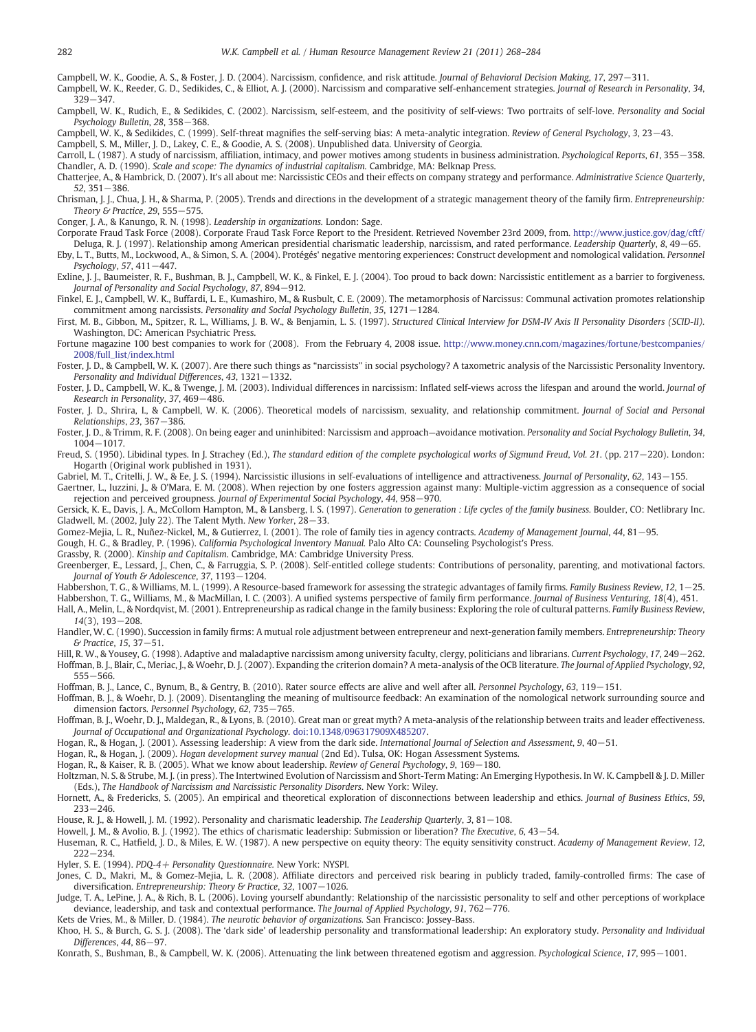Campbell, W. K., Goodie, A. S., & Foster, J. D. (2004). Narcissism, confidence, and risk attitude. *Journal of Behavioral Decision Making*, *17*, 297−311.

Campbell, W. K., Reeder, G. D., Sedikides, C., & Elliot, A. J. (2000). Narcissism and comparative self-enhancement strategies. *Journal of Research in Personality*, *34*, 329−347.

Campbell, W. K., Rudich, E., & Sedikides, C. (2002). Narcissism, self-esteem, and the positivity of self-views: Two portraits of self-love. *Personality and Social Psychology Bulletin*, *28*, 358−368.

Campbell, W. K., & Sedikides, C. (1999). Self-threat magnifies the self-serving bias: A meta-analytic integration. *Review of General Psychology*, *3*, 23−43.

Campbell, S. M., Miller, J. D., Lakey, C. E., & Goodie, A. S. (2008). Unpublished data. University of Georgia.

Carroll, L. (1987). A study of narcissism, affiliation, intimacy, and power motives among students in business administration. *Psychological Reports*, *61*, 355−358.

Chandler, A. D. (1990). *Scale and scope: The dynamics of industrial capitalism.* Cambridge, MA: Belknap Press.

Chatterjee, A., & Hambrick, D. (2007). It's all about me: Narcissistic CEOs and their effects on company strategy and performance. *Administrative Science Quarterly*, *52*, 351−386.

Chrisman, J. J., Chua, J. H., & Sharma, P. (2005). Trends and directions in the development of a strategic management theory of the family firm. *Entrepreneurship: Theory & Practice*, *29*, 555−575.

Conger, J. A., & Kanungo, R. N. (1998). *Leadership in organizations.* London: Sage.

Corporate Fraud Task Force (2008). Corporate Fraud Task Force Report to the President. Retrieved November 23rd 2009, from. http://www.justice.gov/dag/cftf/

Deluga, R. J. (1997). Relationship among American presidential charismatic leadership, narcissism, and rated performance. *Leadership Quarterly*, *8*, 49−65.

Eby, L. T., Butts, M., Lockwood, A., & Simon, S. A. (2004). Protégés' negative mentoring experiences: Construct development and nomological validation. *Personnel Psychology*, *57*, 411−447.

Exline, J. J., Baumeister, R. F., Bushman, B. J., Campbell, W. K., & Finkel, E. J. (2004). Too proud to back down: Narcissistic entitlement as a barrier to forgiveness. *Journal of Personality and Social Psychology*, *87*, 894−912.

Finkel, E. J., Campbell, W. K., Buffardi, L. E., Kumashiro, M., & Rusbult, C. E. (2009). The metamorphosis of Narcissus: Communal activation promotes relationship commitment among narcissists. *Personality and Social Psychology Bulletin*, *35*, 1271−1284.

First, M. B., Gibbon, M., Spitzer, R. L., Williams, J. B. W., & Benjamin, L. S. (1997). *Structured Clinical Interview for DSM-IV Axis II Personality Disorders (SCID-II).* Washington, DC: American Psychiatric Press.

Fortune magazine 100 best companies to work for (2008). From the February 4, 2008 issue. http://www.money.cnn.com/magazines/fortune/bestcompanies/2008/full_list/index.html

Foster, J. D., & Campbell, W. K. (2007). Are there such things as "narcissists" in social psychology? A taxometric analysis of the Narcissistic Personality Inventory. *Personality and Individual Differences*, *43*, 1321−1332.

Foster, J. D., Campbell, W. K., & Twenge, J. M. (2003). Individual differences in narcissism: Inflated self-views across the lifespan and around the world. *Journal of Research in Personality*, *37*, 469−486.

Foster, J. D., Shrira, I., & Campbell, W. K. (2006). Theoretical models of narcissism, sexuality, and relationship commitment. *Journal of Social and Personal Relationships*, *23*, 367−386.

Foster, J. D., & Trimm, R. F. (2008). On being eager and uninhibited: Narcissism and approach—avoidance motivation. *Personality and Social Psychology Bulletin*, *34*, 1004−1017.

Freud, S. (1950). Libidinal types. In J. Strachey (Ed.), *The standard edition of the complete psychological works of Sigmund Freud, Vol. 21*. (pp. 217−220). London: Hogarth (Original work published in 1931).

Gabriel, M. T., Critelli, J. W., & Ee, J. S. (1994). Narcissistic illusions in self-evaluations of intelligence and attractiveness. *Journal of Personality*, *62*, 143−155.

Gaertner, L., Iuzzini, J., & O'Mara, E. M. (2008). When rejection by one fosters aggression against many: Multiple-victim aggression as a consequence of social rejection and perceived groupness. *Journal of Experimental Social Psychology*, *44*, 958−970.

Gersick, K. E., Davis, J. A., McCollom Hampton, M., & Lansberg, I. S. (1997). *Generation to generation : Life cycles of the family business.* Boulder, CO: Netlibrary Inc.

Gladwell, M. (2002, July 22). The Talent Myth. *New Yorker*, 28−33.

Gomez-Mejia, L. R., Nuñez-Nickel, M., & Gutierrez, I. (2001). The role of family ties in agency contracts. *Academy of Management Journal*, *44*, 81−95.

Gough, H. G., & Bradley, P. (1996). *California Psychological Inventory Manual.* Palo Alto CA: Counseling Psychologist's Press.

Grassby, R. (2000). *Kinship and Capitalism*. Cambridge, MA: Cambridge University Press.

Greenberger, E., Lessard, J., Chen, C., & Farruggia, S. P. (2008). Self-entitled college students: Contributions of personality, parenting, and motivational factors. *Journal of Youth & Adolescence*, *37*, 1193−1204.

Habbershon, T. G., & Williams, M. L. (1999). A Resource-based framework for assessing the strategic advantages of family firms. *Family Business Review*, *12*, 1−25.

Habbershon, T. G., Williams, M., & MacMillan, I. C. (2003). A unified systems perspective of family firm performance. *Journal of Business Venturing*, *18*(4), 451.

Hall, A., Melin, L., & Nordqvist, M. (2001). Entrepreneurship as radical change in the family business: Exploring the role of cultural patterns. *Family Business Review*, *14*(3), 193−208.

Handler, W. C. (1990). Succession in family firms: A mutual role adjustment between entrepreneur and next-generation family members. *Entrepreneurship: Theory & Practice*, *15*, 37−51.

Hill, R. W., & Yousey, G. (1998). Adaptive and maladaptive narcissism among university faculty, clergy, politicians and librarians. *Current Psychology*, *17*, 249−262.

Hoffman, B. J., Blair, C., Meriac, J., & Woehr, D. J. (2007). Expanding the criterion domain? A meta-analysis of the OCB literature. *The Journal of Applied Psychology*, *92*, 555−566.

Hoffman, B. J., Lance, C., Bynum, B., & Gentry, B. (2010). Rater source effects are alive and well after all. *Personnel Psychology*, *63*, 119−151.

Hoffman, B. J., & Woehr, D. J. (2009). Disentangling the meaning of multisource feedback: An examination of the nomological network surrounding source and dimension factors. *Personnel Psychology*, *62*, 735−765.

Hoffman, B. J., Woehr, D. J., Maldegan, R., & Lyons, B. (2010). Great man or great myth? A meta-analysis of the relationship between traits and leader effectiveness. *Journal of Occupational and Organizational Psychology*. doi:10.1348/096317909X485207.

Hogan, R., & Hogan, J. (2001). Assessing leadership: A view from the dark side. *International Journal of Selection and Assessment*, *9*, 40−51.

Hogan, R., & Hogan, J. (2009). *Hogan development survey manual* (2nd Ed). Tulsa, OK: Hogan Assessment Systems.

Hogan, R., & Kaiser, R. B. (2005). What we know about leadership. *Review of General Psychology*, *9*, 169−180.

Holtzman, N. S. & Strube, M. J. (in press). The Intertwined Evolution of Narcissism and Short-Term Mating: An Emerging Hypothesis. In W. K. Campbell & J. D. Miller (Eds.), *The Handbook of Narcissism and Narcissistic Personality Disorders*. New York: Wiley.

Hornett, A., & Fredericks, S. (2005). An empirical and theoretical exploration of disconnections between leadership and ethics. *Journal of Business Ethics*, *59*, 233−246.

House, R. J., & Howell, J. M. (1992). Personality and charismatic leadership. *The Leadership Quarterly*, *3*, 81−108.

Howell, J. M., & Avolio, B. J. (1992). The ethics of charismatic leadership: Submission or liberation? *The Executive*, *6*, 43−54.

Huseman, R. C., Hatfield, J. D., & Miles, E. W. (1987). A new perspective on equity theory: The equity sensitivity construct. *Academy of Management Review*, *12*, 222−234.

Hyler, S. E. (1994). *PDQ-4+ Personality Questionnaire.* New York: NYSPI.

Jones, C. D., Makri, M., & Gomez-Mejia, L. R. (2008). Affiliate directors and perceived risk bearing in publicly traded, family-controlled firms: The case of diversification. *Entrepreneurship: Theory & Practice*, *32*, 1007−1026.

Judge, T. A., LePine, J. A., & Rich, B. L. (2006). Loving yourself abundantly: Relationship of the narcissistic personality to self and other perceptions of workplace deviance, leadership, and task and contextual performance. *The Journal of Applied Psychology*, *91*, 762−776.

Kets de Vries, M., & Miller, D. (1984). *The neurotic behavior of organizations.* San Francisco: Jossey-Bass.

Khoo, H. S., & Burch, G. S. J. (2008). The 'dark side' of leadership personality and transformational leadership: An exploratory study. *Personality and Individual Differences*, *44*, 86−97.

Konrath, S., Bushman, B., & Campbell, W. K. (2006). Attenuating the link between threatened egotism and aggression. *Psychological Science*, *17*, 995−1001.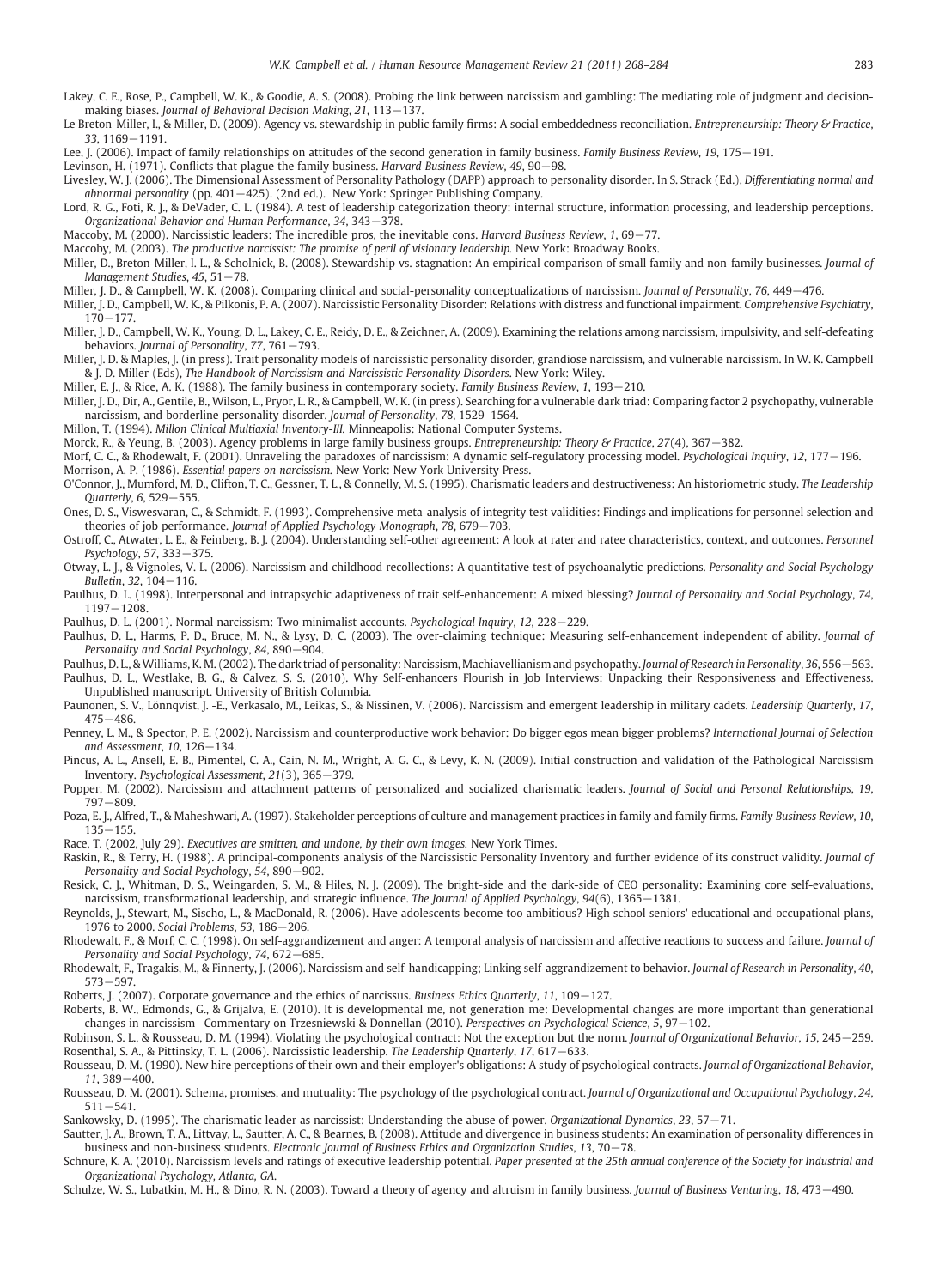Lakey, C. E., Rose, P., Campbell, W. K., & Goodie, A. S. (2008). Probing the link between narcissism and gambling: The mediating role of judgment and decision-making biases. *Journal of Behavioral Decision Making*, *21*, 113−137.

Le Breton-Miller, I., & Miller, D. (2009). Agency vs. stewardship in public family firms: A social embeddedness reconciliation. *Entrepreneurship: Theory & Practice*, *33*, 1169−1191.

Lee, J. (2006). Impact of family relationships on attitudes of the second generation in family business. *Family Business Review*, *19*, 175−191.

Levinson, H. (1971). Conflicts that plague the family business. *Harvard Business Review*, *49*, 90−98.

Livesley, W. J. (2006). The Dimensional Assessment of Personality Pathology (DAPP) approach to personality disorder. In S. Strack (Ed.), *Differentiating normal and abnormal personality* (pp. 401−425). (2nd ed.). New York: Springer Publishing Company.

Lord, R. G., Foti, R. J., & DeVader, C. L. (1984). A test of leadership categorization theory: internal structure, information processing, and leadership perceptions. *Organizational Behavior and Human Performance*, *34*, 343−378.

Maccoby, M. (2000). Narcissistic leaders: The incredible pros, the inevitable cons. *Harvard Business Review*, *1*, 69−77.

Maccoby, M. (2003). *The productive narcissist: The promise of peril of visionary leadership.* New York: Broadway Books.

Miller, D., Breton-Miller, I. L., & Scholnick, B. (2008). Stewardship vs. stagnation: An empirical comparison of small family and non-family businesses. *Journal of Management Studies*, *45*, 51−78.

Miller, J. D., & Campbell, W. K. (2008). Comparing clinical and social-personality conceptualizations of narcissism. *Journal of Personality*, *76*, 449−476.

Miller, J. D., Campbell, W. K., & Pilkonis, P. A. (2007). Narcissistic Personality Disorder: Relations with distress and functional impairment. *Comprehensive Psychiatry*, 170−177.

Miller, J. D., Campbell, W. K., Young, D. L., Lakey, C. E., Reidy, D. E., & Zeichner, A. (2009). Examining the relations among narcissism, impulsivity, and self-defeating behaviors. *Journal of Personality*, *77*, 761−793.

Miller, J. D. & Maples, J. (in press). Trait personality models of narcissistic personality disorder, grandiose narcissism, and vulnerable narcissism. In W. K. Campbell & J. D. Miller (Eds), *The Handbook of Narcissism and Narcissistic Personality Disorders*. New York: Wiley.

Miller, E. J., & Rice, A. K. (1988). The family business in contemporary society. *Family Business Review*, *1*, 193−210.

Miller, J. D., Dir, A., Gentile, B., Wilson, L., Pryor, L. R., & Campbell, W. K. (in press). Searching for a vulnerable dark triad: Comparing factor 2 psychopathy, vulnerable narcissism, and borderline personality disorder. *Journal of Personality*, *78*, 1529–1564.

Millon, T. (1994). *Millon Clinical Multiaxial Inventory-III.* Minneapolis: National Computer Systems.

Morck, R., & Yeung, B. (2003). Agency problems in large family business groups. *Entrepreneurship: Theory & Practice*, *27*(4), 367−382.

Morf, C. C., & Rhodewalt, F. (2001). Unraveling the paradoxes of narcissism: A dynamic self-regulatory processing model. *Psychological Inquiry*, *12*, 177−196.

Morrison, A. P. (1986). *Essential papers on narcissism.* New York: New York University Press.

O'Connor, J., Mumford, M. D., Clifton, T. C., Gessner, T. L., & Connelly, M. S. (1995). Charismatic leaders and destructiveness: An historiometric study. *The Leadership Quarterly*, *6*, 529−555.

Ones, D. S., Viswesvaran, C., & Schmidt, F. (1993). Comprehensive meta-analysis of integrity test validities: Findings and implications for personnel selection and theories of job performance. *Journal of Applied Psychology Monograph*, *78*, 679−703.

Ostroff, C., Atwater, L. E., & Feinberg, B. J. (2004). Understanding self-other agreement: A look at rater and ratee characteristics, context, and outcomes. *Personnel Psychology*, *57*, 333−375.

Otway, L. J., & Vignoles, V. L. (2006). Narcissism and childhood recollections: A quantitative test of psychoanalytic predictions. *Personality and Social Psychology Bulletin*, *32*, 104−116.

Paulhus, D. L. (1998). Interpersonal and intrapsychic adaptiveness of trait self-enhancement: A mixed blessing? *Journal of Personality and Social Psychology*, *74*, 1197−1208.

Paulhus, D. L. (2001). Normal narcissism: Two minimalist accounts. *Psychological Inquiry*, *12*, 228−229.

Paulhus, D. L., Harms, P. D., Bruce, M. N., & Lysy, D. C. (2003). The over-claiming technique: Measuring self-enhancement independent of ability. *Journal of Personality and Social Psychology*, *84*, 890−904.

Paulhus, D. L., & Williams, K. M. (2002). The dark triad of personality: Narcissism, Machiavellianism and psychopathy. *Journal of Research in Personality*, *36*, 556−563.

Paulhus, D. L., Westlake, B. G., & Calvez, S. S. (2010). Why Self-enhancers Flourish in Job Interviews: Unpacking their Responsiveness and Effectiveness. Unpublished manuscript. University of British Columbia.

Paunonen, S. V., Lönnqvist, J. -E., Verkasalo, M., Leikas, S., & Nissinen, V. (2006). Narcissism and emergent leadership in military cadets. *Leadership Quarterly*, *17*, 475−486.

Penney, L. M., & Spector, P. E. (2002). Narcissism and counterproductive work behavior: Do bigger egos mean bigger problems? *International Journal of Selection and Assessment*, *10*, 126−134.

Pincus, A. L., Ansell, E. B., Pimentel, C. A., Cain, N. M., Wright, A. G. C., & Levy, K. N. (2009). Initial construction and validation of the Pathological Narcissism Inventory. *Psychological Assessment*, *21*(3), 365−379.

Popper, M. (2002). Narcissism and attachment patterns of personalized and socialized charismatic leaders. *Journal of Social and Personal Relationships*, *19*, 797−809.

Poza, E. J., Alfred, T., & Maheshwari, A. (1997). Stakeholder perceptions of culture and management practices in family and family firms. *Family Business Review*, *10*, 135−155.

Race, T. (2002, July 29). *Executives are smitten, and undone, by their own images.* New York Times.

Raskin, R., & Terry, H. (1988). A principal-components analysis of the Narcissistic Personality Inventory and further evidence of its construct validity. *Journal of Personality and Social Psychology*, *54*, 890−902.

Resick, C. J., Whitman, D. S., Weingarden, S. M., & Hiles, N. J. (2009). The bright-side and the dark-side of CEO personality: Examining core self-evaluations, narcissism, transformational leadership, and strategic influence. *The Journal of Applied Psychology*, *94*(6), 1365−1381.

Reynolds, J., Stewart, M., Sischo, L., & MacDonald, R. (2006). Have adolescents become too ambitious? High school seniors' educational and occupational plans, 1976 to 2000. *Social Problems*, *53*, 186−206.

Rhodewalt, F., & Morf, C. C. (1998). On self-aggrandizement and anger: A temporal analysis of narcissism and affective reactions to success and failure. *Journal of Personality and Social Psychology*, *74*, 672−685.

Rhodewalt, F., Tragakis, M., & Finnerty, J. (2006). Narcissism and self-handicapping; Linking self-aggrandizement to behavior. *Journal of Research in Personality*, *40*, 573−597.

Roberts, J. (2007). Corporate governance and the ethics of narcissus. *Business Ethics Quarterly*, *11*, 109−127.

Roberts, B. W., Edmonds, G., & Grijalva, E. (2010). It is developmental me, not generation me: Developmental changes are more important than generational changes in narcissism—Commentary on Trzesniewski & Donnellan (2010). *Perspectives on Psychological Science*, *5*, 97−102.

Robinson, S. L., & Rousseau, D. M. (1994). Violating the psychological contract: Not the exception but the norm. *Journal of Organizational Behavior*, *15*, 245−259.

Rosenthal, S. A., & Pittinsky, T. L. (2006). Narcissistic leadership. *The Leadership Quarterly*, *17*, 617−633.

Rousseau, D. M. (1990). New hire perceptions of their own and their employer's obligations: A study of psychological contracts. *Journal of Organizational Behavior*, *11*, 389−400.

Rousseau, D. M. (2001). Schema, promises, and mutuality: The psychology of the psychological contract. *Journal of Organizational and Occupational Psychology*, *24*, 511−541.

Sankowsky, D. (1995). The charismatic leader as narcissist: Understanding the abuse of power. *Organizational Dynamics*, *23*, 57−71.

Sautter, J. A., Brown, T. A., Littvay, L., Sautter, A. C., & Bearnes, B. (2008). Attitude and divergence in business students: An examination of personality differences in business and non-business students. *Electronic Journal of Business Ethics and Organization Studies*, *13*, 70−78.

Schnure, K. A. (2010). Narcissism levels and ratings of executive leadership potential. *Paper presented at the 25th annual conference of the Society for Industrial and Organizational Psychology, Atlanta, GA.*

Schulze, W. S., Lubatkin, M. H., & Dino, R. N. (2003). Toward a theory of agency and altruism in family business. *Journal of Business Venturing*, *18*, 473−490.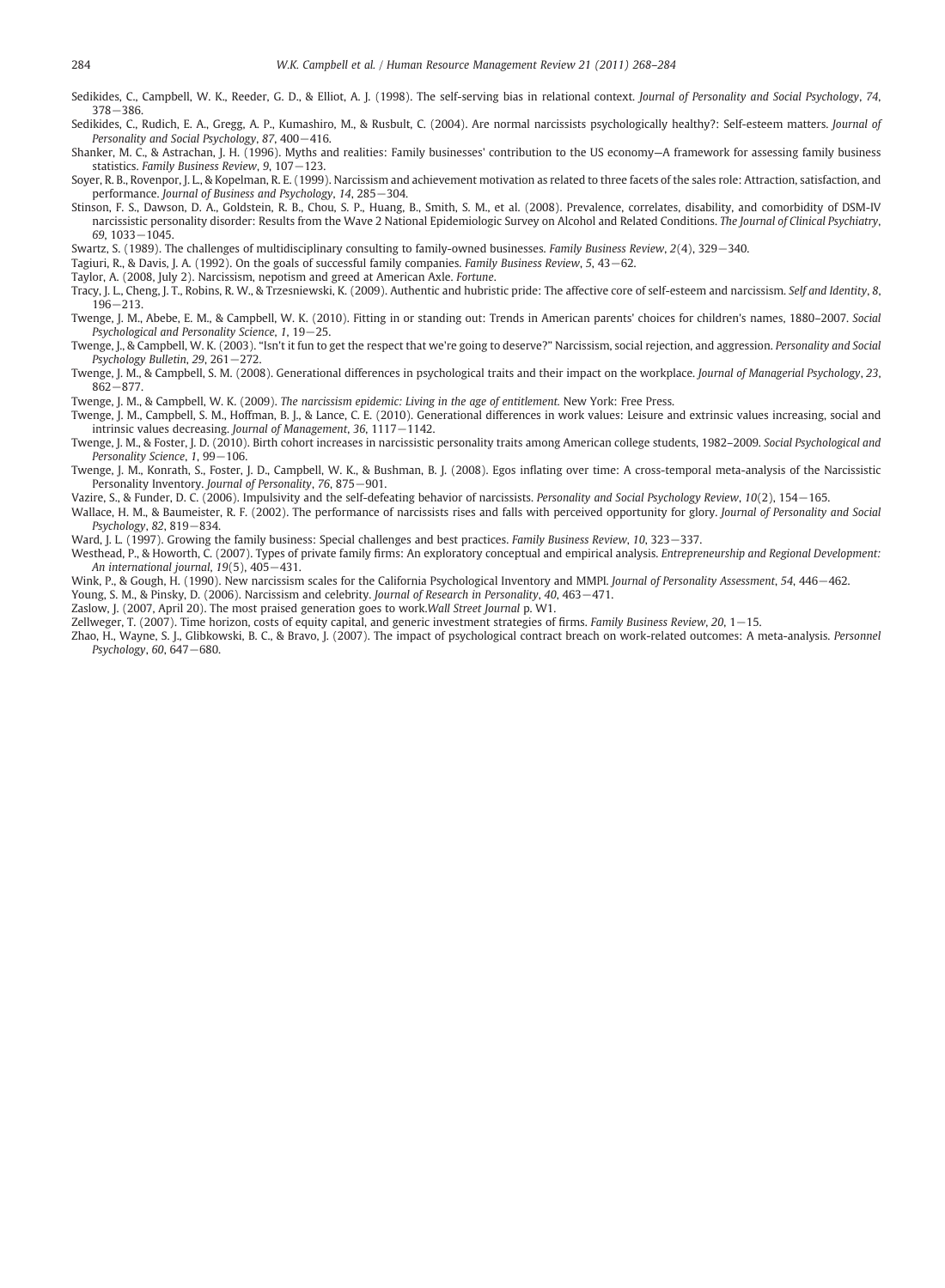Sedikides, C., Campbell, W. K., Reeder, G. D., & Elliot, A. J. (1998). The self-serving bias in relational context. *Journal of Personality and Social Psychology*, *74*, 378−386.

Sedikides, C., Rudich, E. A., Gregg, A. P., Kumashiro, M., & Rusbult, C. (2004). Are normal narcissists psychologically healthy?: Self-esteem matters. *Journal of Personality and Social Psychology*, *87*, 400−416.

Shanker, M. C., & Astrachan, J. H. (1996). Myths and realities: Family businesses' contribution to the US economy—A framework for assessing family business statistics. *Family Business Review*, *9*, 107−123.

Soyer, R. B., Rovenpor, J. L., & Kopelman, R. E. (1999). Narcissism and achievement motivation as related to three facets of the sales role: Attraction, satisfaction, and performance. *Journal of Business and Psychology*, *14*, 285−304.

Stinson, F. S., Dawson, D. A., Goldstein, R. B., Chou, S. P., Huang, B., Smith, S. M., et al. (2008). Prevalence, correlates, disability, and comorbidity of DSM-IV narcissistic personality disorder: Results from the Wave 2 National Epidemiologic Survey on Alcohol and Related Conditions. *The Journal of Clinical Psychiatry*, *69*, 1033−1045.

Swartz, S. (1989). The challenges of multidisciplinary consulting to family-owned businesses. *Family Business Review*, *2*(4), 329−340.

Tagiuri, R., & Davis, J. A. (1992). On the goals of successful family companies. *Family Business Review*, *5*, 43−62.

Taylor, A. (2008, July 2). Narcissism, nepotism and greed at American Axle. *Fortune*.

Tracy, J. L., Cheng, J. T., Robins, R. W., & Trzesniewski, K. (2009). Authentic and hubristic pride: The affective core of self-esteem and narcissism. *Self and Identity*, *8*, 196−213.

Twenge, J. M., Abebe, E. M., & Campbell, W. K. (2010). Fitting in or standing out: Trends in American parents' choices for children's names, 1880–2007. *Social Psychological and Personality Science*, *1*, 19−25.

Twenge, J., & Campbell, W. K. (2003). "Isn't it fun to get the respect that we're going to deserve?" Narcissism, social rejection, and aggression. *Personality and Social Psychology Bulletin*, *29*, 261−272.

Twenge, J. M., & Campbell, S. M. (2008). Generational differences in psychological traits and their impact on the workplace. *Journal of Managerial Psychology*, *23*, 862−877.

Twenge, J. M., & Campbell, W. K. (2009). *The narcissism epidemic: Living in the age of entitlement.* New York: Free Press.

Twenge, J. M., Campbell, S. M., Hoffman, B. J., & Lance, C. E. (2010). Generational differences in work values: Leisure and extrinsic values increasing, social and intrinsic values decreasing. *Journal of Management*, *36*, 1117−1142.

Twenge, J. M., & Foster, J. D. (2010). Birth cohort increases in narcissistic personality traits among American college students, 1982–2009. *Social Psychological and Personality Science*, *1*, 99−106.

Twenge, J. M., Konrath, S., Foster, J. D., Campbell, W. K., & Bushman, B. J. (2008). Egos inflating over time: A cross-temporal meta-analysis of the Narcissistic Personality Inventory. *Journal of Personality*, *76*, 875−901.

Vazire, S., & Funder, D. C. (2006). Impulsivity and the self-defeating behavior of narcissists. *Personality and Social Psychology Review*, *10*(2), 154−165.

Wallace, H. M., & Baumeister, R. F. (2002). The performance of narcissists rises and falls with perceived opportunity for glory. *Journal of Personality and Social Psychology*, *82*, 819−834.

Ward, J. L. (1997). Growing the family business: Special challenges and best practices. *Family Business Review*, *10*, 323−337.

Westhead, P., & Howorth, C. (2007). Types of private family firms: An exploratory conceptual and empirical analysis. *Entrepreneurship and Regional Development: An international journal*, *19*(5), 405−431.

Wink, P., & Gough, H. (1990). New narcissism scales for the California Psychological Inventory and MMPI. *Journal of Personality Assessment*, *54*, 446−462.

Young, S. M., & Pinsky, D. (2006). Narcissism and celebrity. *Journal of Research in Personality*, *40*, 463−471.

Zaslow, J. (2007, April 20). The most praised generation goes to work.*Wall Street Journal* p. W1.

Zellweger, T. (2007). Time horizon, costs of equity capital, and generic investment strategies of firms. *Family Business Review*, *20*, 1−15.

Zhao, H., Wayne, S. J., Glibkowski, B. C., & Bravo, J. (2007). The impact of psychological contract breach on work-related outcomes: A meta-analysis. *Personnel Psychology*, *60*, 647−680.